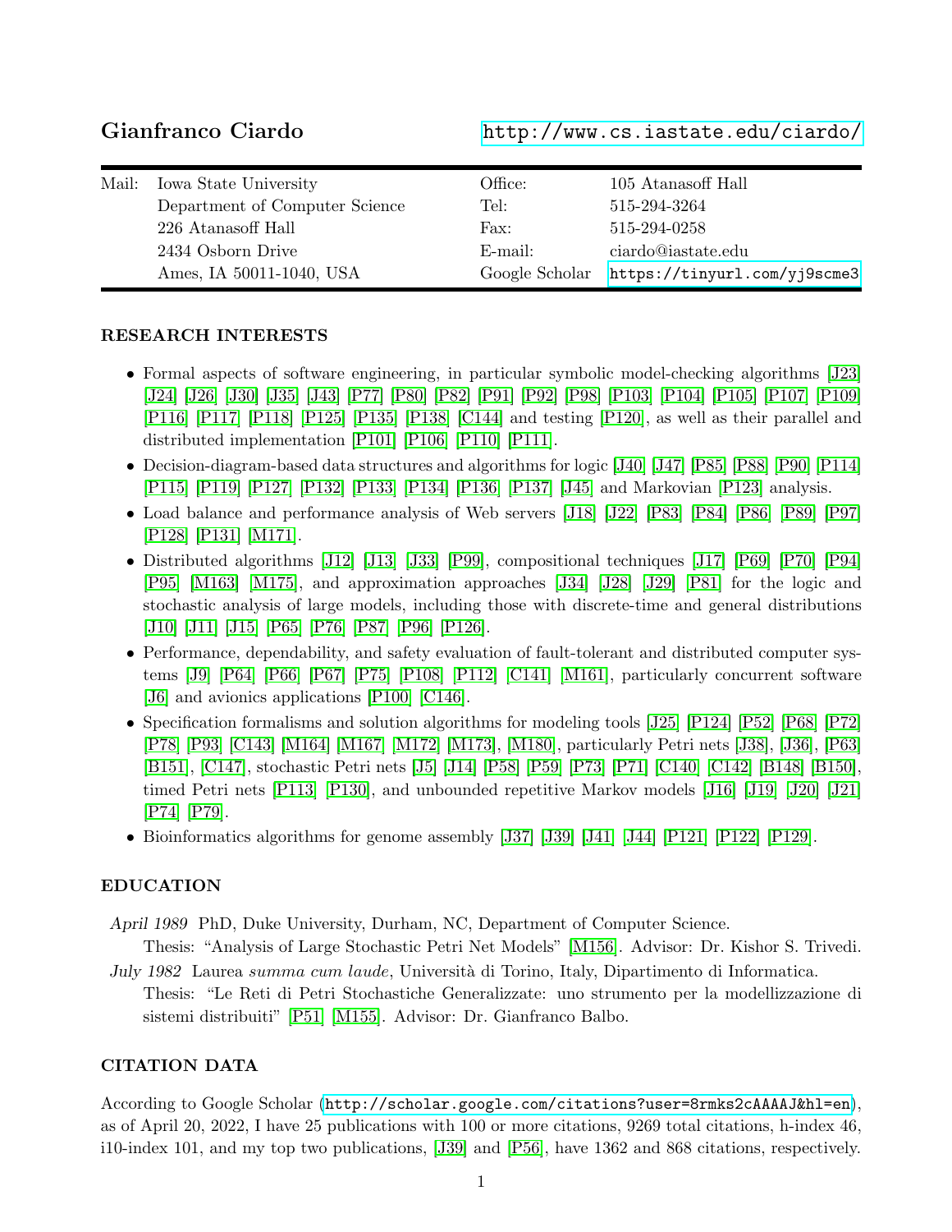# Gianfranco Ciardo

http://www.cs.iastate.edu/ciardo/

| | | | |
|---|---|---|---|
| Mail: | Iowa State University | Office: | 105 Atanasoff Hall |
| | Department of Computer Science | Tel: | 515-294-3264 |
| | 226 Atanasoff Hall | Fax: | 515-294-0258 |
| | 2434 Osborn Drive | E-mail: | ciardo@iastate.edu |
| | Ames, IA 50011-1040, USA | Google Scholar | https://tinyurl.com/yj9scme3 |

## RESEARCH INTERESTS

- Formal aspects of software engineering, in particular symbolic model-checking algorithms [J23] [J24] [J26] [J30] [J35] [J43] [P77] [P80] [P82] [P91] [P92] [P98] [P103] [P104] [P105] [P107] [P109] [P116] [P117] [P118] [P125] [P135] [P138] [C144] and testing [P120], as well as their parallel and distributed implementation [P101] [P106] [P110] [P111].
- Decision-diagram-based data structures and algorithms for logic [J40] [J47] [P85] [P88] [P90] [P114] [P115] [P119] [P127] [P132] [P133] [P134] [P136] [P137] [J45] and Markovian [P123] analysis.
- Load balance and performance analysis of Web servers [J18] [J22] [P83] [P84] [P86] [P89] [P97] [P128] [P131] [M171].
- Distributed algorithms [J12] [J13] [J33] [P99], compositional techniques [J17] [P69] [P70] [P94] [P95] [M163] [M175], and approximation approaches [J34] [J28] [J29] [P81] for the logic and stochastic analysis of large models, including those with discrete-time and general distributions [J10] [J11] [J15] [P65] [P76] [P87] [P96] [P126].
- Performance, dependability, and safety evaluation of fault-tolerant and distributed computer systems [J9] [P64] [P66] [P67] [P75] [P108] [P112] [C141] [M161], particularly concurrent software [J6] and avionics applications [P100] [C146].
- Specification formalisms and solution algorithms for modeling tools [J25] [P124] [P52] [P68] [P72] [P78] [P93] [C143] [M164] [M167] [M172] [M173], [M180], particularly Petri nets [J38], [J36], [P63] [B151], [C147], stochastic Petri nets [J5] [J14] [P58] [P59] [P73] [P71] [C140] [C142] [B148] [B150], timed Petri nets [P113] [P130], and unbounded repetitive Markov models [J16] [J19] [J20] [J21] [P74] [P79].
- Bioinformatics algorithms for genome assembly [J37] [J39] [J41] [J44] [P121] [P122] [P129].

## EDUCATION

*April 1989* PhD, Duke University, Durham, NC, Department of Computer Science.
Thesis: "Analysis of Large Stochastic Petri Net Models" [M156]. Advisor: Dr. Kishor S. Trivedi.

*July 1982* Laurea *summa cum laude*, Università di Torino, Italy, Dipartimento di Informatica.
Thesis: "Le Reti di Petri Stochastiche Generalizzate: uno strumento per la modellizzazione di sistemi distribuiti" [P51] [M155]. Advisor: Dr. Gianfranco Balbo.

## CITATION DATA

According to Google Scholar (http://scholar.google.com/citations?user=8rmks2cAAAAJ&hl=en), as of April 20, 2022, I have 25 publications with 100 or more citations, 9269 total citations, h-index 46, i10-index 101, and my top two publications, [J39] and [P56], have 1362 and 868 citations, respectively.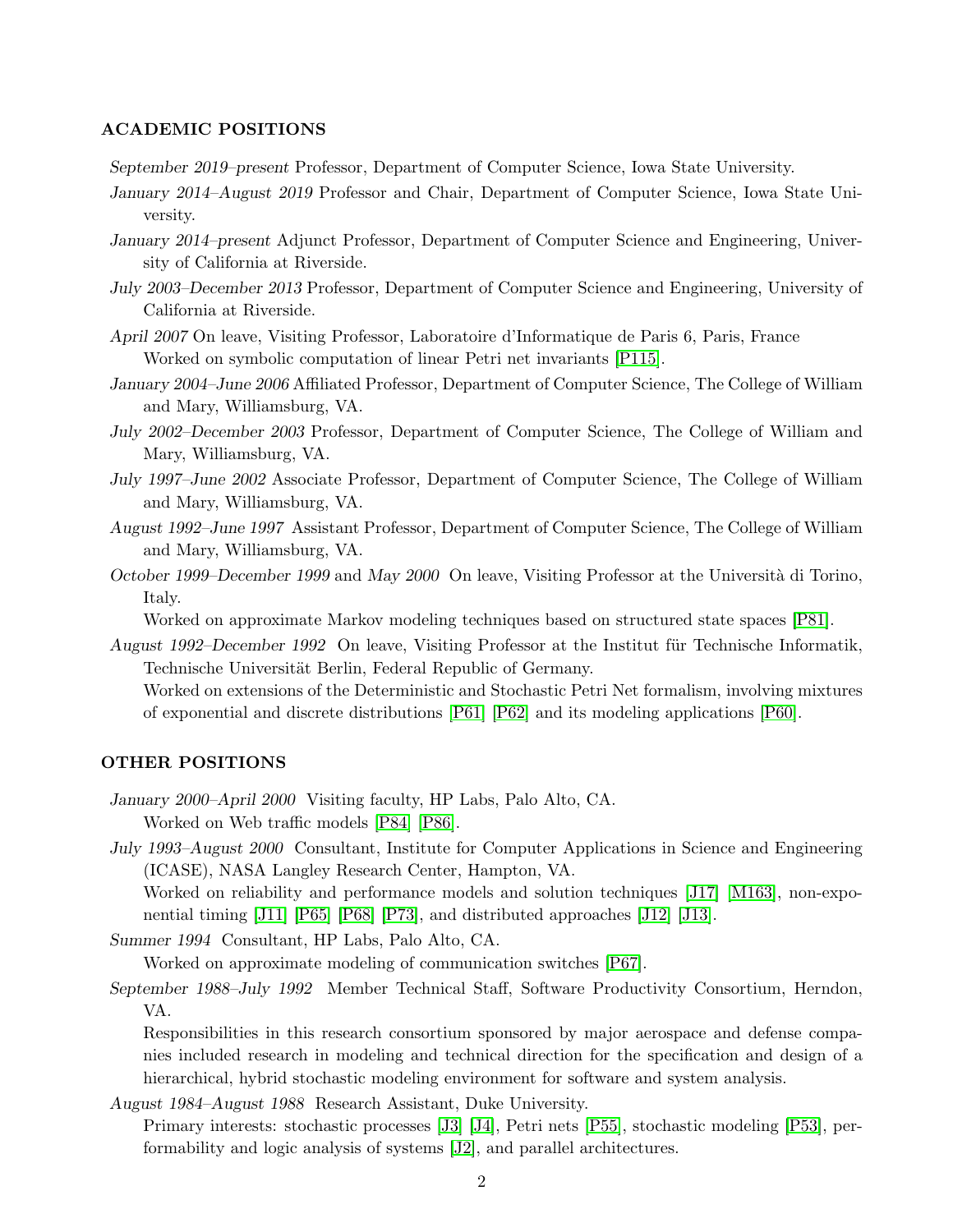## ACADEMIC POSITIONS

*September 2019–present* Professor, Department of Computer Science, Iowa State University.

*January 2014–August 2019* Professor and Chair, Department of Computer Science, Iowa State University.

*January 2014–present* Adjunct Professor, Department of Computer Science and Engineering, University of California at Riverside.

*July 2003–December 2013* Professor, Department of Computer Science and Engineering, University of California at Riverside.

*April 2007* On leave, Visiting Professor, Laboratoire d'Informatique de Paris 6, Paris, France
Worked on symbolic computation of linear Petri net invariants [P115].

*January 2004–June 2006* Affiliated Professor, Department of Computer Science, The College of William and Mary, Williamsburg, VA.

*July 2002–December 2003* Professor, Department of Computer Science, The College of William and Mary, Williamsburg, VA.

*July 1997–June 2002* Associate Professor, Department of Computer Science, The College of William and Mary, Williamsburg, VA.

*August 1992–June 1997* Assistant Professor, Department of Computer Science, The College of William and Mary, Williamsburg, VA.

*October 1999–December 1999* and *May 2000* On leave, Visiting Professor at the Università di Torino, Italy.
Worked on approximate Markov modeling techniques based on structured state spaces [P81].

*August 1992–December 1992* On leave, Visiting Professor at the Institut für Technische Informatik, Technische Universität Berlin, Federal Republic of Germany.
Worked on extensions of the Deterministic and Stochastic Petri Net formalism, involving mixtures of exponential and discrete distributions [P61] [P62] and its modeling applications [P60].

## OTHER POSITIONS

*January 2000–April 2000* Visiting faculty, HP Labs, Palo Alto, CA.
Worked on Web traffic models [P84] [P86].

*July 1993–August 2000* Consultant, Institute for Computer Applications in Science and Engineering (ICASE), NASA Langley Research Center, Hampton, VA.
Worked on reliability and performance models and solution techniques [J17] [M163], non-exponential timing [J11] [P65] [P68] [P73], and distributed approaches [J12] [J13].

*Summer 1994* Consultant, HP Labs, Palo Alto, CA.
Worked on approximate modeling of communication switches [P67].

*September 1988–July 1992* Member Technical Staff, Software Productivity Consortium, Herndon, VA.
Responsibilities in this research consortium sponsored by major aerospace and defense companies included research in modeling and technical direction for the specification and design of a hierarchical, hybrid stochastic modeling environment for software and system analysis.

*August 1984–August 1988* Research Assistant, Duke University.
Primary interests: stochastic processes [J3] [J4], Petri nets [P55], stochastic modeling [P53], performability and logic analysis of systems [J2], and parallel architectures.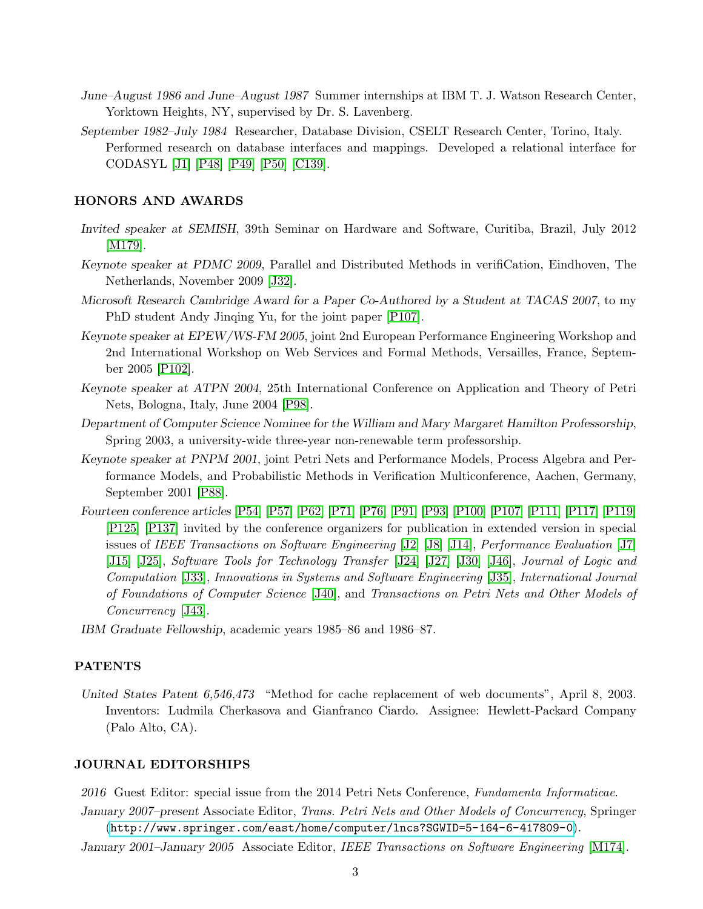*June–August 1986 and June–August 1987* Summer internships at IBM T. J. Watson Research Center, Yorktown Heights, NY, supervised by Dr. S. Lavenberg.

*September 1982–July 1984* Researcher, Database Division, CSELT Research Center, Torino, Italy. Performed research on database interfaces and mappings. Developed a relational interface for CODASYL [J1] [P48] [P49] [P50] [C139].

## HONORS AND AWARDS

*Invited speaker at SEMISH*, 39th Seminar on Hardware and Software, Curitiba, Brazil, July 2012 [M179].

*Keynote speaker at PDMC 2009*, Parallel and Distributed Methods in verifiCation, Eindhoven, The Netherlands, November 2009 [J32].

*Microsoft Research Cambridge Award for a Paper Co-Authored by a Student at TACAS 2007*, to my PhD student Andy Jinqing Yu, for the joint paper [P107].

*Keynote speaker at EPEW/WS-FM 2005*, joint 2nd European Performance Engineering Workshop and 2nd International Workshop on Web Services and Formal Methods, Versailles, France, September 2005 [P102].

*Keynote speaker at ATPN 2004*, 25th International Conference on Application and Theory of Petri Nets, Bologna, Italy, June 2004 [P98].

*Department of Computer Science Nominee for the William and Mary Margaret Hamilton Professorship*, Spring 2003, a university-wide three-year non-renewable term professorship.

*Keynote speaker at PNPM 2001*, joint Petri Nets and Performance Models, Process Algebra and Performance Models, and Probabilistic Methods in Verification Multiconference, Aachen, Germany, September 2001 [P88].

*Fourteen conference articles* [P54] [P57] [P62] [P71] [P76] [P91] [P93] [P100] [P107] [P111] [P117] [P119] [P125] [P137] invited by the conference organizers for publication in extended version in special issues of *IEEE Transactions on Software Engineering* [J2] [J8] [J14], *Performance Evaluation* [J7] [J15] [J25], *Software Tools for Technology Transfer* [J24] [J27] [J30] [J46], *Journal of Logic and Computation* [J33], *Innovations in Systems and Software Engineering* [J35], *International Journal of Foundations of Computer Science* [J40], and *Transactions on Petri Nets and Other Models of Concurrency* [J43].

*IBM Graduate Fellowship*, academic years 1985–86 and 1986–87.

## PATENTS

*United States Patent 6,546,473* "Method for cache replacement of web documents", April 8, 2003. Inventors: Ludmila Cherkasova and Gianfranco Ciardo. Assignee: Hewlett-Packard Company (Palo Alto, CA).

## JOURNAL EDITORSHIPS

*2016* Guest Editor: special issue from the 2014 Petri Nets Conference, *Fundamenta Informaticae*.

*January 2007–present* Associate Editor, *Trans. Petri Nets and Other Models of Concurrency*, Springer (`http://www.springer.com/east/home/computer/lncs?SGWID=5-164-6-417809-0`).

*January 2001–January 2005* Associate Editor, *IEEE Transactions on Software Engineering* [M174].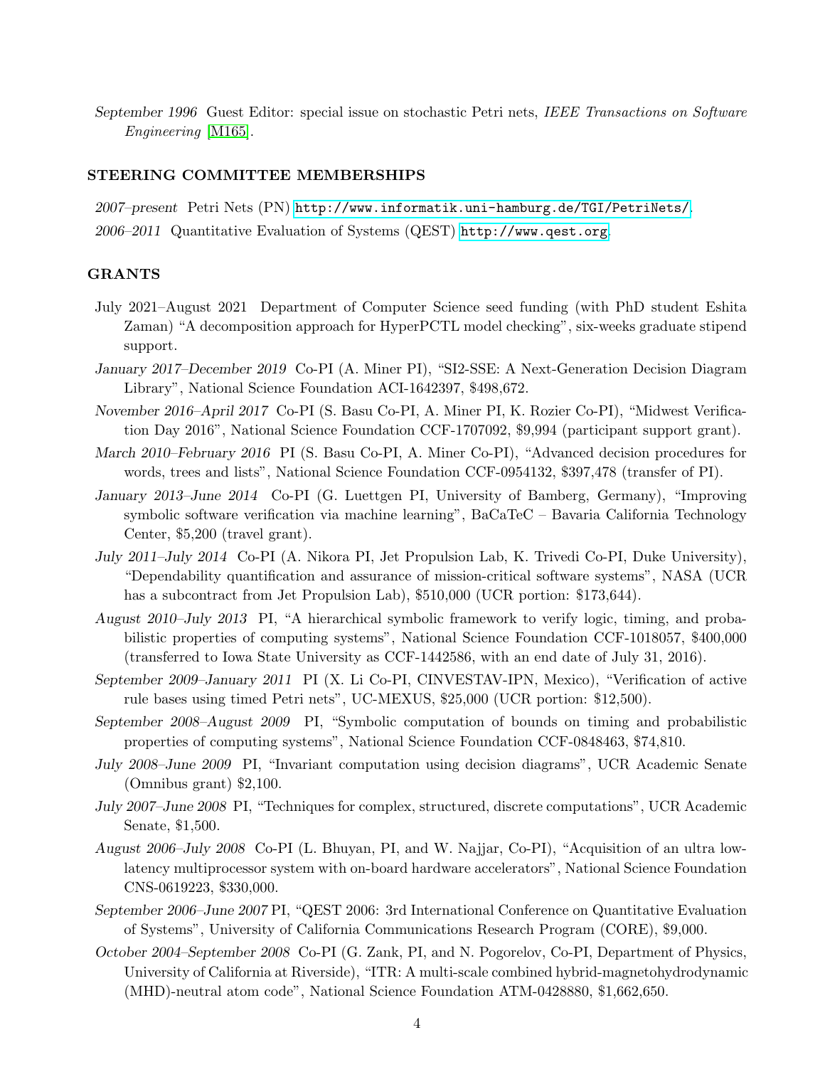*September 1996* Guest Editor: special issue on stochastic Petri nets, *IEEE Transactions on Software Engineering* [M165].

## STEERING COMMITTEE MEMBERSHIPS

*2007–present* Petri Nets (PN) http://www.informatik.uni-hamburg.de/TGI/PetriNets/.

*2006–2011* Quantitative Evaluation of Systems (QEST) http://www.qest.org.

## GRANTS

July 2021–August 2021 Department of Computer Science seed funding (with PhD student Eshita Zaman) "A decomposition approach for HyperPCTL model checking", six-weeks graduate stipend support.

*January 2017–December 2019* Co-PI (A. Miner PI), "SI2-SSE: A Next-Generation Decision Diagram Library", National Science Foundation ACI-1642397, $498,672.

*November 2016–April 2017* Co-PI (S. Basu Co-PI, A. Miner PI, K. Rozier Co-PI), "Midwest Verification Day 2016", National Science Foundation CCF-1707092, $9,994 (participant support grant).

*March 2010–February 2016* PI (S. Basu Co-PI, A. Miner Co-PI), "Advanced decision procedures for words, trees and lists", National Science Foundation CCF-0954132, $397,478 (transfer of PI).

*January 2013–June 2014* Co-PI (G. Luettgen PI, University of Bamberg, Germany), "Improving symbolic software verification via machine learning", BaCaTeC – Bavaria California Technology Center, $5,200 (travel grant).

*July 2011–July 2014* Co-PI (A. Nikora PI, Jet Propulsion Lab, K. Trivedi Co-PI, Duke University), "Dependability quantification and assurance of mission-critical software systems", NASA (UCR has a subcontract from Jet Propulsion Lab), $510,000 (UCR portion: $173,644).

*August 2010–July 2013* PI, "A hierarchical symbolic framework to verify logic, timing, and probabilistic properties of computing systems", National Science Foundation CCF-1018057, $400,000 (transferred to Iowa State University as CCF-1442586, with an end date of July 31, 2016).

*September 2009–January 2011* PI (X. Li Co-PI, CINVESTAV-IPN, Mexico), "Verification of active rule bases using timed Petri nets", UC-MEXUS, $25,000 (UCR portion: $12,500).

*September 2008–August 2009* PI, "Symbolic computation of bounds on timing and probabilistic properties of computing systems", National Science Foundation CCF-0848463, $74,810.

*July 2008–June 2009* PI, "Invariant computation using decision diagrams", UCR Academic Senate (Omnibus grant) $2,100.

*July 2007–June 2008* PI, "Techniques for complex, structured, discrete computations", UCR Academic Senate, $1,500.

*August 2006–July 2008* Co-PI (L. Bhuyan, PI, and W. Najjar, Co-PI), "Acquisition of an ultra low-latency multiprocessor system with on-board hardware accelerators", National Science Foundation CNS-0619223, $330,000.

*September 2006–June 2007* PI, "QEST 2006: 3rd International Conference on Quantitative Evaluation of Systems", University of California Communications Research Program (CORE), $9,000.

*October 2004–September 2008* Co-PI (G. Zank, PI, and N. Pogorelov, Co-PI, Department of Physics, University of California at Riverside), "ITR: A multi-scale combined hybrid-magnetohydrodynamic (MHD)-neutral atom code", National Science Foundation ATM-0428880, $1,662,650.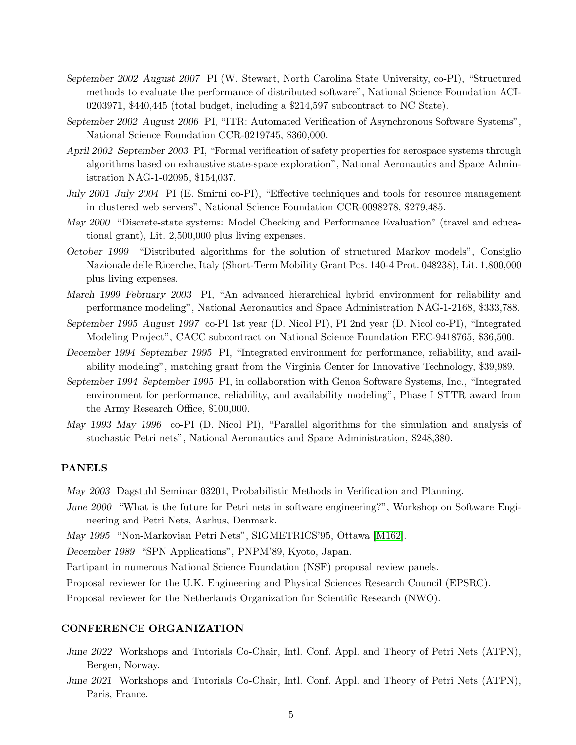*September 2002–August 2007* PI (W. Stewart, North Carolina State University, co-PI), "Structured methods to evaluate the performance of distributed software", National Science Foundation ACI-0203971, $440,445 (total budget, including a $214,597 subcontract to NC State).

*September 2002–August 2006* PI, "ITR: Automated Verification of Asynchronous Software Systems", National Science Foundation CCR-0219745, $360,000.

*April 2002–September 2003* PI, "Formal verification of safety properties for aerospace systems through algorithms based on exhaustive state-space exploration", National Aeronautics and Space Administration NAG-1-02095, $154,037.

*July 2001–July 2004* PI (E. Smirni co-PI), "Effective techniques and tools for resource management in clustered web servers", National Science Foundation CCR-0098278, $279,485.

*May 2000* "Discrete-state systems: Model Checking and Performance Evaluation" (travel and educational grant), Lit. 2,500,000 plus living expenses.

*October 1999* "Distributed algorithms for the solution of structured Markov models", Consiglio Nazionale delle Ricerche, Italy (Short-Term Mobility Grant Pos. 140-4 Prot. 048238), Lit. 1,800,000 plus living expenses.

*March 1999–February 2003* PI, "An advanced hierarchical hybrid environment for reliability and performance modeling", National Aeronautics and Space Administration NAG-1-2168, $333,788.

*September 1995–August 1997* co-PI 1st year (D. Nicol PI), PI 2nd year (D. Nicol co-PI), "Integrated Modeling Project", CACC subcontract on National Science Foundation EEC-9418765, $36,500.

*December 1994–September 1995* PI, "Integrated environment for performance, reliability, and availability modeling", matching grant from the Virginia Center for Innovative Technology, $39,989.

*September 1994–September 1995* PI, in collaboration with Genoa Software Systems, Inc., "Integrated environment for performance, reliability, and availability modeling", Phase I STTR award from the Army Research Office, $100,000.

*May 1993–May 1996* co-PI (D. Nicol PI), "Parallel algorithms for the simulation and analysis of stochastic Petri nets", National Aeronautics and Space Administration, $248,380.

## PANELS

*May 2003* Dagstuhl Seminar 03201, Probabilistic Methods in Verification and Planning.

*June 2000* "What is the future for Petri nets in software engineering?", Workshop on Software Engineering and Petri Nets, Aarhus, Denmark.

*May 1995* "Non-Markovian Petri Nets", SIGMETRICS'95, Ottawa [M162].

*December 1989* "SPN Applications", PNPM'89, Kyoto, Japan.

Partipant in numerous National Science Foundation (NSF) proposal review panels.

Proposal reviewer for the U.K. Engineering and Physical Sciences Research Council (EPSRC).

Proposal reviewer for the Netherlands Organization for Scientific Research (NWO).

## CONFERENCE ORGANIZATION

*June 2022* Workshops and Tutorials Co-Chair, Intl. Conf. Appl. and Theory of Petri Nets (ATPN), Bergen, Norway.

*June 2021* Workshops and Tutorials Co-Chair, Intl. Conf. Appl. and Theory of Petri Nets (ATPN), Paris, France.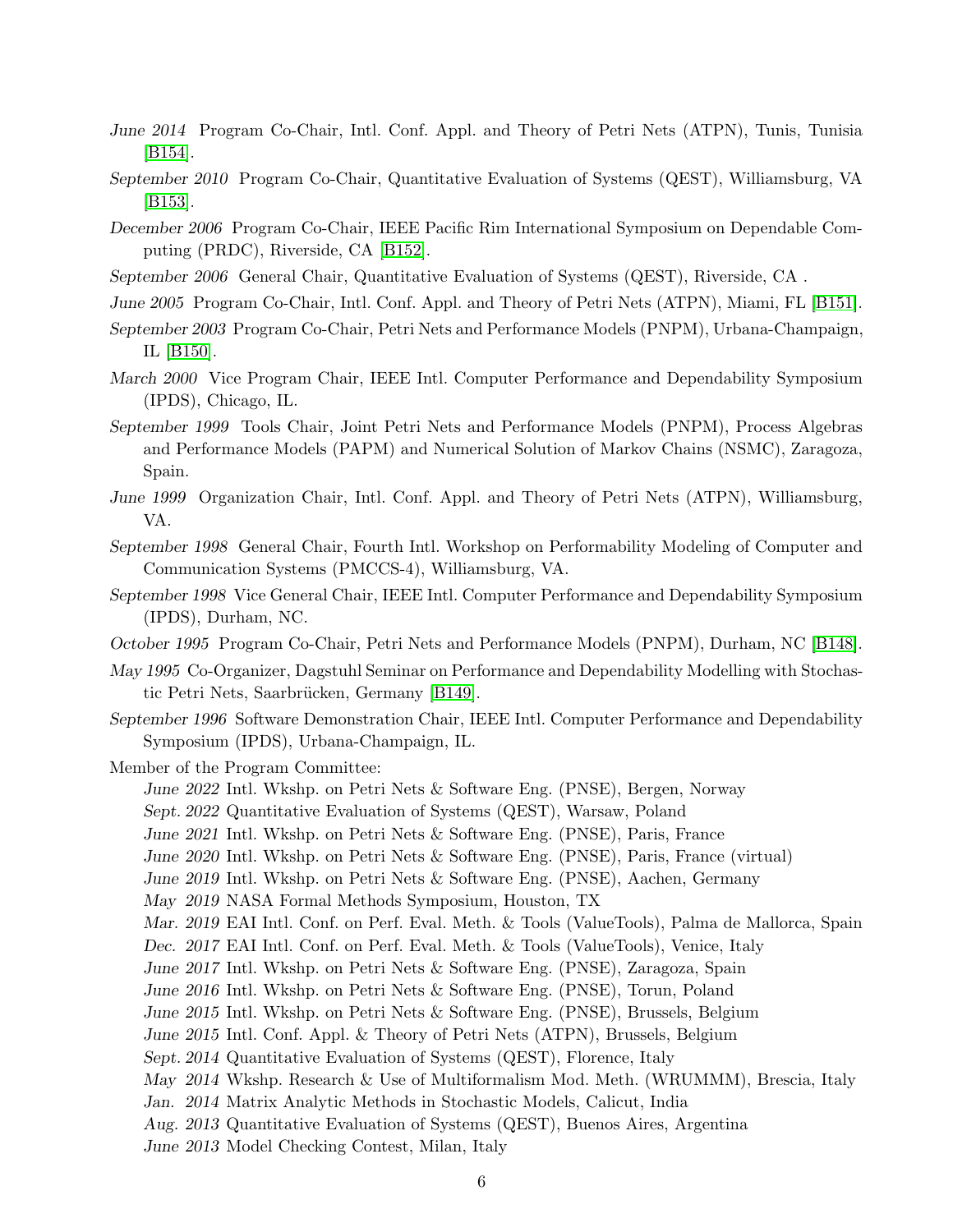*June 2014* Program Co-Chair, Intl. Conf. Appl. and Theory of Petri Nets (ATPN), Tunis, Tunisia [B154].

*September 2010* Program Co-Chair, Quantitative Evaluation of Systems (QEST), Williamsburg, VA [B153].

*December 2006* Program Co-Chair, IEEE Pacific Rim International Symposium on Dependable Computing (PRDC), Riverside, CA [B152].

*September 2006* General Chair, Quantitative Evaluation of Systems (QEST), Riverside, CA .

*June 2005* Program Co-Chair, Intl. Conf. Appl. and Theory of Petri Nets (ATPN), Miami, FL [B151].

*September 2003* Program Co-Chair, Petri Nets and Performance Models (PNPM), Urbana-Champaign, IL [B150].

*March 2000* Vice Program Chair, IEEE Intl. Computer Performance and Dependability Symposium (IPDS), Chicago, IL.

*September 1999* Tools Chair, Joint Petri Nets and Performance Models (PNPM), Process Algebras and Performance Models (PAPM) and Numerical Solution of Markov Chains (NSMC), Zaragoza, Spain.

*June 1999* Organization Chair, Intl. Conf. Appl. and Theory of Petri Nets (ATPN), Williamsburg, VA.

*September 1998* General Chair, Fourth Intl. Workshop on Performability Modeling of Computer and Communication Systems (PMCCS-4), Williamsburg, VA.

*September 1998* Vice General Chair, IEEE Intl. Computer Performance and Dependability Symposium (IPDS), Durham, NC.

*October 1995* Program Co-Chair, Petri Nets and Performance Models (PNPM), Durham, NC [B148].

*May 1995* Co-Organizer, Dagstuhl Seminar on Performance and Dependability Modelling with Stochastic Petri Nets, Saarbrücken, Germany [B149].

*September 1996* Software Demonstration Chair, IEEE Intl. Computer Performance and Dependability Symposium (IPDS), Urbana-Champaign, IL.

Member of the Program Committee:

- *June 2022* Intl. Wkshp. on Petri Nets & Software Eng. (PNSE), Bergen, Norway
- *Sept. 2022* Quantitative Evaluation of Systems (QEST), Warsaw, Poland
- *June 2021* Intl. Wkshp. on Petri Nets & Software Eng. (PNSE), Paris, France
- *June 2020* Intl. Wkshp. on Petri Nets & Software Eng. (PNSE), Paris, France (virtual)
- *June 2019* Intl. Wkshp. on Petri Nets & Software Eng. (PNSE), Aachen, Germany
- *May 2019* NASA Formal Methods Symposium, Houston, TX
- *Mar. 2019* EAI Intl. Conf. on Perf. Eval. Meth. & Tools (ValueTools), Palma de Mallorca, Spain
- *Dec. 2017* EAI Intl. Conf. on Perf. Eval. Meth. & Tools (ValueTools), Venice, Italy
- *June 2017* Intl. Wkshp. on Petri Nets & Software Eng. (PNSE), Zaragoza, Spain
- *June 2016* Intl. Wkshp. on Petri Nets & Software Eng. (PNSE), Torun, Poland
- *June 2015* Intl. Wkshp. on Petri Nets & Software Eng. (PNSE), Brussels, Belgium
- *June 2015* Intl. Conf. Appl. & Theory of Petri Nets (ATPN), Brussels, Belgium
- *Sept. 2014* Quantitative Evaluation of Systems (QEST), Florence, Italy
- *May 2014* Wkshp. Research & Use of Multiformalism Mod. Meth. (WRUMMM), Brescia, Italy
- *Jan. 2014* Matrix Analytic Methods in Stochastic Models, Calicut, India
- *Aug. 2013* Quantitative Evaluation of Systems (QEST), Buenos Aires, Argentina
- *June 2013* Model Checking Contest, Milan, Italy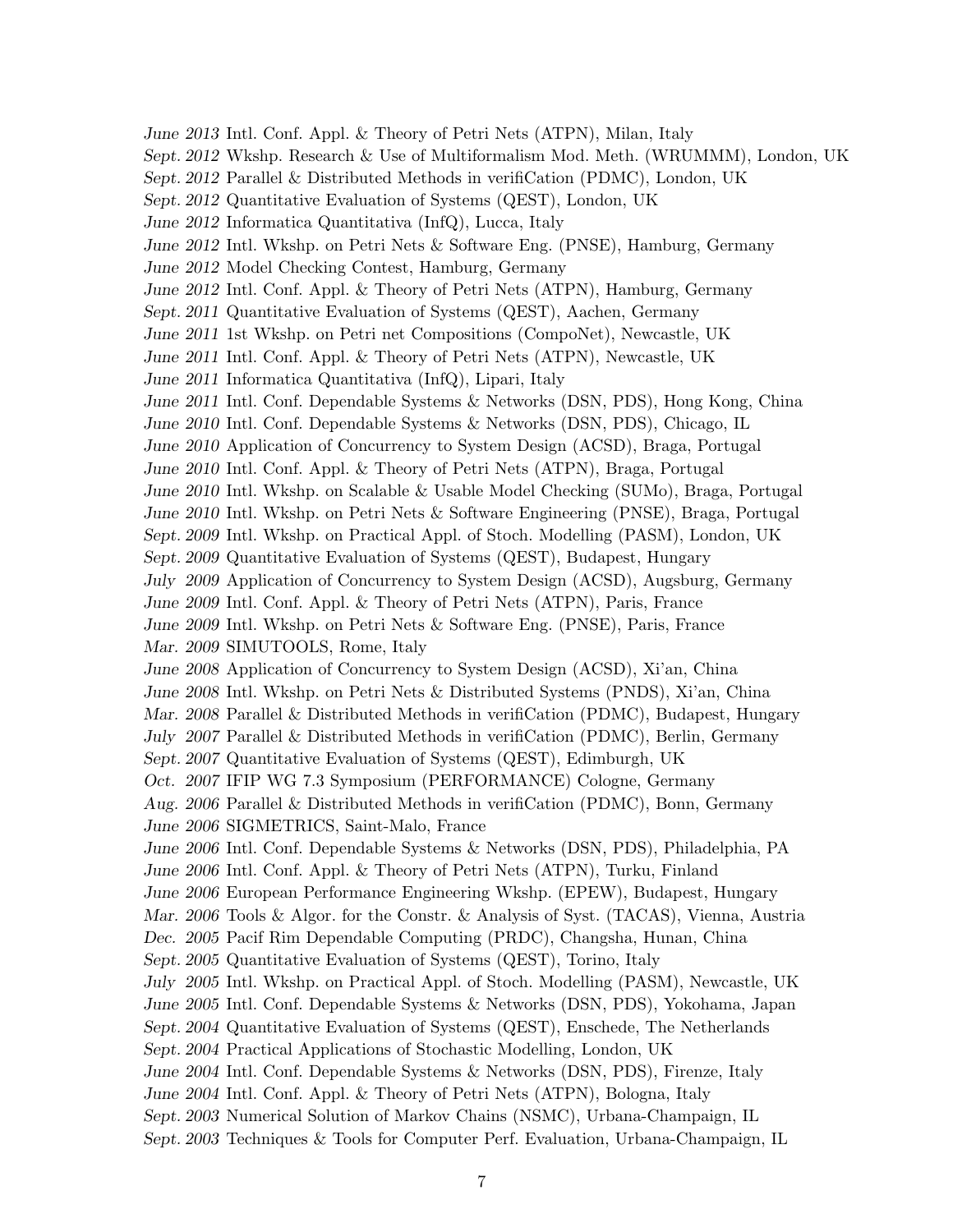*June 2013* Intl. Conf. Appl. & Theory of Petri Nets (ATPN), Milan, Italy
*Sept. 2012* Wkshp. Research & Use of Multiformalism Mod. Meth. (WRUMMM), London, UK
*Sept. 2012* Parallel & Distributed Methods in verifiCation (PDMC), London, UK
*Sept. 2012* Quantitative Evaluation of Systems (QEST), London, UK
*June 2012* Informatica Quantitativa (InfQ), Lucca, Italy
*June 2012* Intl. Wkshp. on Petri Nets & Software Eng. (PNSE), Hamburg, Germany
*June 2012* Model Checking Contest, Hamburg, Germany
*June 2012* Intl. Conf. Appl. & Theory of Petri Nets (ATPN), Hamburg, Germany
*Sept. 2011* Quantitative Evaluation of Systems (QEST), Aachen, Germany
*June 2011* 1st Wkshp. on Petri net Compositions (CompoNet), Newcastle, UK
*June 2011* Intl. Conf. Appl. & Theory of Petri Nets (ATPN), Newcastle, UK
*June 2011* Informatica Quantitativa (InfQ), Lipari, Italy
*June 2011* Intl. Conf. Dependable Systems & Networks (DSN, PDS), Hong Kong, China
*June 2010* Intl. Conf. Dependable Systems & Networks (DSN, PDS), Chicago, IL
*June 2010* Application of Concurrency to System Design (ACSD), Braga, Portugal
*June 2010* Intl. Conf. Appl. & Theory of Petri Nets (ATPN), Braga, Portugal
*June 2010* Intl. Wkshp. on Scalable & Usable Model Checking (SUMo), Braga, Portugal
*June 2010* Intl. Wkshp. on Petri Nets & Software Engineering (PNSE), Braga, Portugal
*Sept. 2009* Intl. Wkshp. on Practical Appl. of Stoch. Modelling (PASM), London, UK
*Sept. 2009* Quantitative Evaluation of Systems (QEST), Budapest, Hungary
*July 2009* Application of Concurrency to System Design (ACSD), Augsburg, Germany
*June 2009* Intl. Conf. Appl. & Theory of Petri Nets (ATPN), Paris, France
*June 2009* Intl. Wkshp. on Petri Nets & Software Eng. (PNSE), Paris, France
*Mar. 2009* SIMUTOOLS, Rome, Italy
*June 2008* Application of Concurrency to System Design (ACSD), Xi'an, China
*June 2008* Intl. Wkshp. on Petri Nets & Distributed Systems (PNDS), Xi'an, China
*Mar. 2008* Parallel & Distributed Methods in verifiCation (PDMC), Budapest, Hungary
*July 2007* Parallel & Distributed Methods in verifiCation (PDMC), Berlin, Germany
*Sept. 2007* Quantitative Evaluation of Systems (QEST), Edimburgh, UK
*Oct. 2007* IFIP WG 7.3 Symposium (PERFORMANCE) Cologne, Germany
*Aug. 2006* Parallel & Distributed Methods in verifiCation (PDMC), Bonn, Germany
*June 2006* SIGMETRICS, Saint-Malo, France
*June 2006* Intl. Conf. Dependable Systems & Networks (DSN, PDS), Philadelphia, PA
*June 2006* Intl. Conf. Appl. & Theory of Petri Nets (ATPN), Turku, Finland
*June 2006* European Performance Engineering Wkshp. (EPEW), Budapest, Hungary
*Mar. 2006* Tools & Algor. for the Constr. & Analysis of Syst. (TACAS), Vienna, Austria
*Dec. 2005* Pacif Rim Dependable Computing (PRDC), Changsha, Hunan, China
*Sept. 2005* Quantitative Evaluation of Systems (QEST), Torino, Italy
*July 2005* Intl. Wkshp. on Practical Appl. of Stoch. Modelling (PASM), Newcastle, UK
*June 2005* Intl. Conf. Dependable Systems & Networks (DSN, PDS), Yokohama, Japan
*Sept. 2004* Quantitative Evaluation of Systems (QEST), Enschede, The Netherlands
*Sept. 2004* Practical Applications of Stochastic Modelling, London, UK
*June 2004* Intl. Conf. Dependable Systems & Networks (DSN, PDS), Firenze, Italy
*June 2004* Intl. Conf. Appl. & Theory of Petri Nets (ATPN), Bologna, Italy
*Sept. 2003* Numerical Solution of Markov Chains (NSMC), Urbana-Champaign, IL
*Sept. 2003* Techniques & Tools for Computer Perf. Evaluation, Urbana-Champaign, IL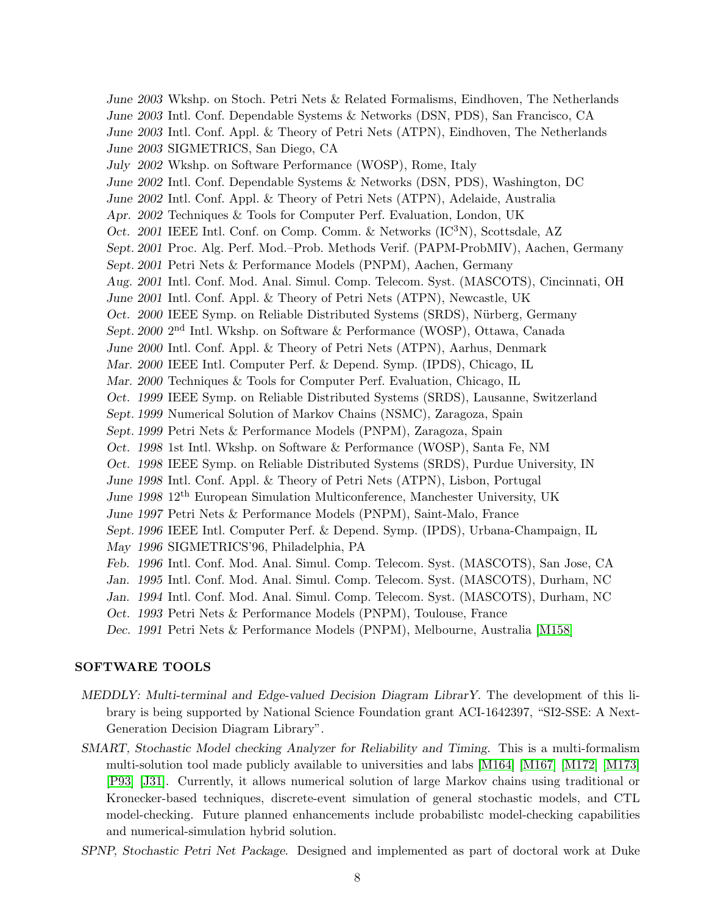*June 2003* Wkshp. on Stoch. Petri Nets & Related Formalisms, Eindhoven, The Netherlands
*June 2003* Intl. Conf. Dependable Systems & Networks (DSN, PDS), San Francisco, CA
*June 2003* Intl. Conf. Appl. & Theory of Petri Nets (ATPN), Eindhoven, The Netherlands
*June 2003* SIGMETRICS, San Diego, CA
*July 2002* Wkshp. on Software Performance (WOSP), Rome, Italy
*June 2002* Intl. Conf. Dependable Systems & Networks (DSN, PDS), Washington, DC
*June 2002* Intl. Conf. Appl. & Theory of Petri Nets (ATPN), Adelaide, Australia
*Apr. 2002* Techniques & Tools for Computer Perf. Evaluation, London, UK
*Oct. 2001* IEEE Intl. Conf. on Comp. Comm. & Networks (IC$^3$N), Scottsdale, AZ
*Sept. 2001* Proc. Alg. Perf. Mod.–Prob. Methods Verif. (PAPM-ProbMIV), Aachen, Germany
*Sept. 2001* Petri Nets & Performance Models (PNPM), Aachen, Germany
*Aug. 2001* Intl. Conf. Mod. Anal. Simul. Comp. Telecom. Syst. (MASCOTS), Cincinnati, OH
*June 2001* Intl. Conf. Appl. & Theory of Petri Nets (ATPN), Newcastle, UK
*Oct. 2000* IEEE Symp. on Reliable Distributed Systems (SRDS), Nürberg, Germany
*Sept. 2000* 2$^{nd}$ Intl. Wkshp. on Software & Performance (WOSP), Ottawa, Canada
*June 2000* Intl. Conf. Appl. & Theory of Petri Nets (ATPN), Aarhus, Denmark
*Mar. 2000* IEEE Intl. Computer Perf. & Depend. Symp. (IPDS), Chicago, IL
*Mar. 2000* Techniques & Tools for Computer Perf. Evaluation, Chicago, IL
*Oct. 1999* IEEE Symp. on Reliable Distributed Systems (SRDS), Lausanne, Switzerland
*Sept. 1999* Numerical Solution of Markov Chains (NSMC), Zaragoza, Spain
*Sept. 1999* Petri Nets & Performance Models (PNPM), Zaragoza, Spain
*Oct. 1998* 1st Intl. Wkshp. on Software & Performance (WOSP), Santa Fe, NM
*Oct. 1998* IEEE Symp. on Reliable Distributed Systems (SRDS), Purdue University, IN
*June 1998* Intl. Conf. Appl. & Theory of Petri Nets (ATPN), Lisbon, Portugal
*June 1998* 12$^{th}$ European Simulation Multiconference, Manchester University, UK
*June 1997* Petri Nets & Performance Models (PNPM), Saint-Malo, France
*Sept. 1996* IEEE Intl. Computer Perf. & Depend. Symp. (IPDS), Urbana-Champaign, IL
*May 1996* SIGMETRICS'96, Philadelphia, PA
*Feb. 1996* Intl. Conf. Mod. Anal. Simul. Comp. Telecom. Syst. (MASCOTS), San Jose, CA
*Jan. 1995* Intl. Conf. Mod. Anal. Simul. Comp. Telecom. Syst. (MASCOTS), Durham, NC
*Jan. 1994* Intl. Conf. Mod. Anal. Simul. Comp. Telecom. Syst. (MASCOTS), Durham, NC
*Oct. 1993* Petri Nets & Performance Models (PNPM), Toulouse, France
*Dec. 1991* Petri Nets & Performance Models (PNPM), Melbourne, Australia [M158]

## SOFTWARE TOOLS

*MEDDLY: Multi-terminal and Edge-valued Decision Diagram LibrarY.* The development of this library is being supported by National Science Foundation grant ACI-1642397, "SI2-SSE: A Next-Generation Decision Diagram Library".

*SMART, Stochastic Model checking Analyzer for Reliability and Timing.* This is a multi-formalism multi-solution tool made publicly available to universities and labs [M164] [M167] [M172] [M173] [P93] [J31]. Currently, it allows numerical solution of large Markov chains using traditional or Kronecker-based techniques, discrete-event simulation of general stochastic models, and CTL model-checking. Future planned enhancements include probabilistc model-checking capabilities and numerical-simulation hybrid solution.

*SPNP, Stochastic Petri Net Package.* Designed and implemented as part of doctoral work at Duke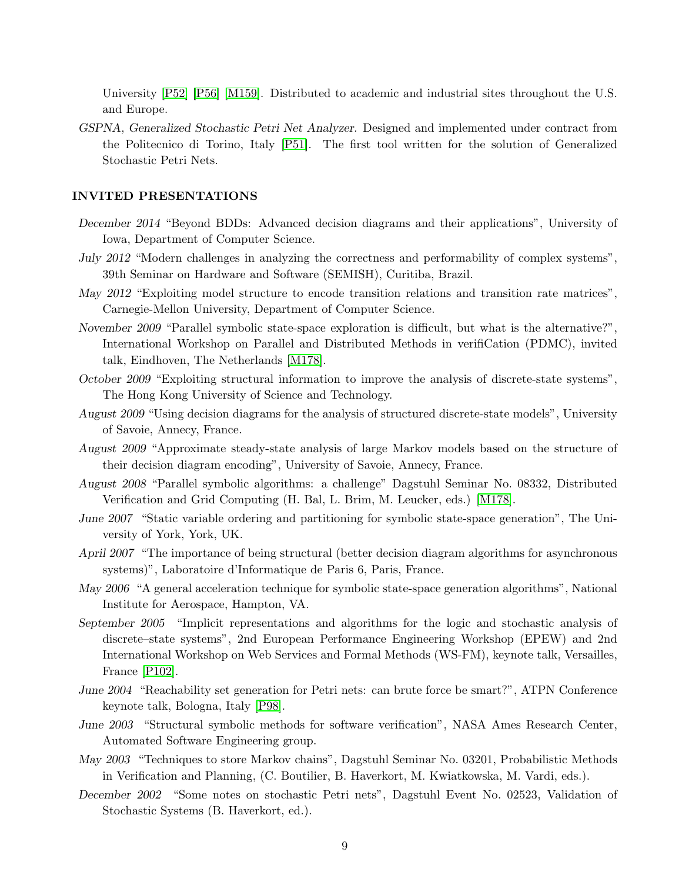University [P52] [P56] [M159]. Distributed to academic and industrial sites throughout the U.S. and Europe.

*GSPNA, Generalized Stochastic Petri Net Analyzer.* Designed and implemented under contract from the Politecnico di Torino, Italy [P51]. The first tool written for the solution of Generalized Stochastic Petri Nets.

## INVITED PRESENTATIONS

*December 2014* "Beyond BDDs: Advanced decision diagrams and their applications", University of Iowa, Department of Computer Science.

*July 2012* "Modern challenges in analyzing the correctness and performability of complex systems", 39th Seminar on Hardware and Software (SEMISH), Curitiba, Brazil.

*May 2012* "Exploiting model structure to encode transition relations and transition rate matrices", Carnegie-Mellon University, Department of Computer Science.

*November 2009* "Parallel symbolic state-space exploration is difficult, but what is the alternative?", International Workshop on Parallel and Distributed Methods in verifiCation (PDMC), invited talk, Eindhoven, The Netherlands [M178].

*October 2009* "Exploiting structural information to improve the analysis of discrete-state systems", The Hong Kong University of Science and Technology.

*August 2009* "Using decision diagrams for the analysis of structured discrete-state models", University of Savoie, Annecy, France.

*August 2009* "Approximate steady-state analysis of large Markov models based on the structure of their decision diagram encoding", University of Savoie, Annecy, France.

*August 2008* "Parallel symbolic algorithms: a challenge" Dagstuhl Seminar No. 08332, Distributed Verification and Grid Computing (H. Bal, L. Brim, M. Leucker, eds.) [M178].

*June 2007* "Static variable ordering and partitioning for symbolic state-space generation", The University of York, York, UK.

*April 2007* "The importance of being structural (better decision diagram algorithms for asynchronous systems)", Laboratoire d'Informatique de Paris 6, Paris, France.

*May 2006* "A general acceleration technique for symbolic state-space generation algorithms", National Institute for Aerospace, Hampton, VA.

*September 2005* "Implicit representations and algorithms for the logic and stochastic analysis of discrete–state systems", 2nd European Performance Engineering Workshop (EPEW) and 2nd International Workshop on Web Services and Formal Methods (WS-FM), keynote talk, Versailles, France [P102].

*June 2004* "Reachability set generation for Petri nets: can brute force be smart?", ATPN Conference keynote talk, Bologna, Italy [P98].

*June 2003* "Structural symbolic methods for software verification", NASA Ames Research Center, Automated Software Engineering group.

*May 2003* "Techniques to store Markov chains", Dagstuhl Seminar No. 03201, Probabilistic Methods in Verification and Planning, (C. Boutilier, B. Haverkort, M. Kwiatkowska, M. Vardi, eds.).

*December 2002* "Some notes on stochastic Petri nets", Dagstuhl Event No. 02523, Validation of Stochastic Systems (B. Haverkort, ed.).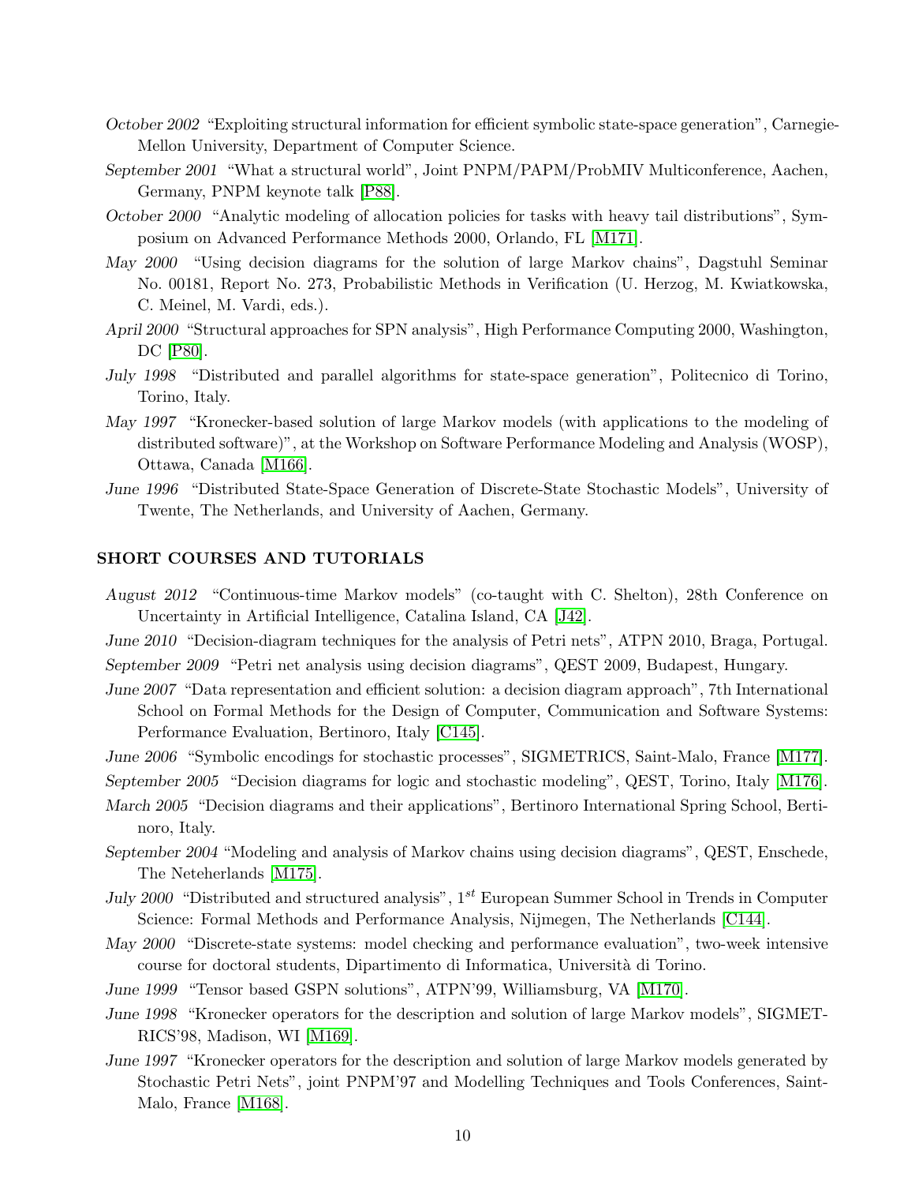*October 2002* "Exploiting structural information for efficient symbolic state-space generation", Carnegie-Mellon University, Department of Computer Science.

*September 2001* "What a structural world", Joint PNPM/PAPM/ProbMIV Multiconference, Aachen, Germany, PNPM keynote talk [P88].

*October 2000* "Analytic modeling of allocation policies for tasks with heavy tail distributions", Symposium on Advanced Performance Methods 2000, Orlando, FL [M171].

*May 2000* "Using decision diagrams for the solution of large Markov chains", Dagstuhl Seminar No. 00181, Report No. 273, Probabilistic Methods in Verification (U. Herzog, M. Kwiatkowska, C. Meinel, M. Vardi, eds.).

*April 2000* "Structural approaches for SPN analysis", High Performance Computing 2000, Washington, DC [P80].

*July 1998* "Distributed and parallel algorithms for state-space generation", Politecnico di Torino, Torino, Italy.

*May 1997* "Kronecker-based solution of large Markov models (with applications to the modeling of distributed software)", at the Workshop on Software Performance Modeling and Analysis (WOSP), Ottawa, Canada [M166].

*June 1996* "Distributed State-Space Generation of Discrete-State Stochastic Models", University of Twente, The Netherlands, and University of Aachen, Germany.

## SHORT COURSES AND TUTORIALS

*August 2012* "Continuous-time Markov models" (co-taught with C. Shelton), 28th Conference on Uncertainty in Artificial Intelligence, Catalina Island, CA [J42].

*June 2010* "Decision-diagram techniques for the analysis of Petri nets", ATPN 2010, Braga, Portugal.

*September 2009* "Petri net analysis using decision diagrams", QEST 2009, Budapest, Hungary.

*June 2007* "Data representation and efficient solution: a decision diagram approach", 7th International School on Formal Methods for the Design of Computer, Communication and Software Systems: Performance Evaluation, Bertinoro, Italy [C145].

*June 2006* "Symbolic encodings for stochastic processes", SIGMETRICS, Saint-Malo, France [M177].

*September 2005* "Decision diagrams for logic and stochastic modeling", QEST, Torino, Italy [M176].

*March 2005* "Decision diagrams and their applications", Bertinoro International Spring School, Bertinoro, Italy.

*September 2004* "Modeling and analysis of Markov chains using decision diagrams", QEST, Enschede, The Neteherlands [M175].

*July 2000* "Distributed and structured analysis", $1^{st}$ European Summer School in Trends in Computer Science: Formal Methods and Performance Analysis, Nijmegen, The Netherlands [C144].

*May 2000* "Discrete-state systems: model checking and performance evaluation", two-week intensive course for doctoral students, Dipartimento di Informatica, Università di Torino.

*June 1999* "Tensor based GSPN solutions", ATPN'99, Williamsburg, VA [M170].

*June 1998* "Kronecker operators for the description and solution of large Markov models", SIGMETRICS'98, Madison, WI [M169].

*June 1997* "Kronecker operators for the description and solution of large Markov models generated by Stochastic Petri Nets", joint PNPM'97 and Modelling Techniques and Tools Conferences, Saint-Malo, France [M168].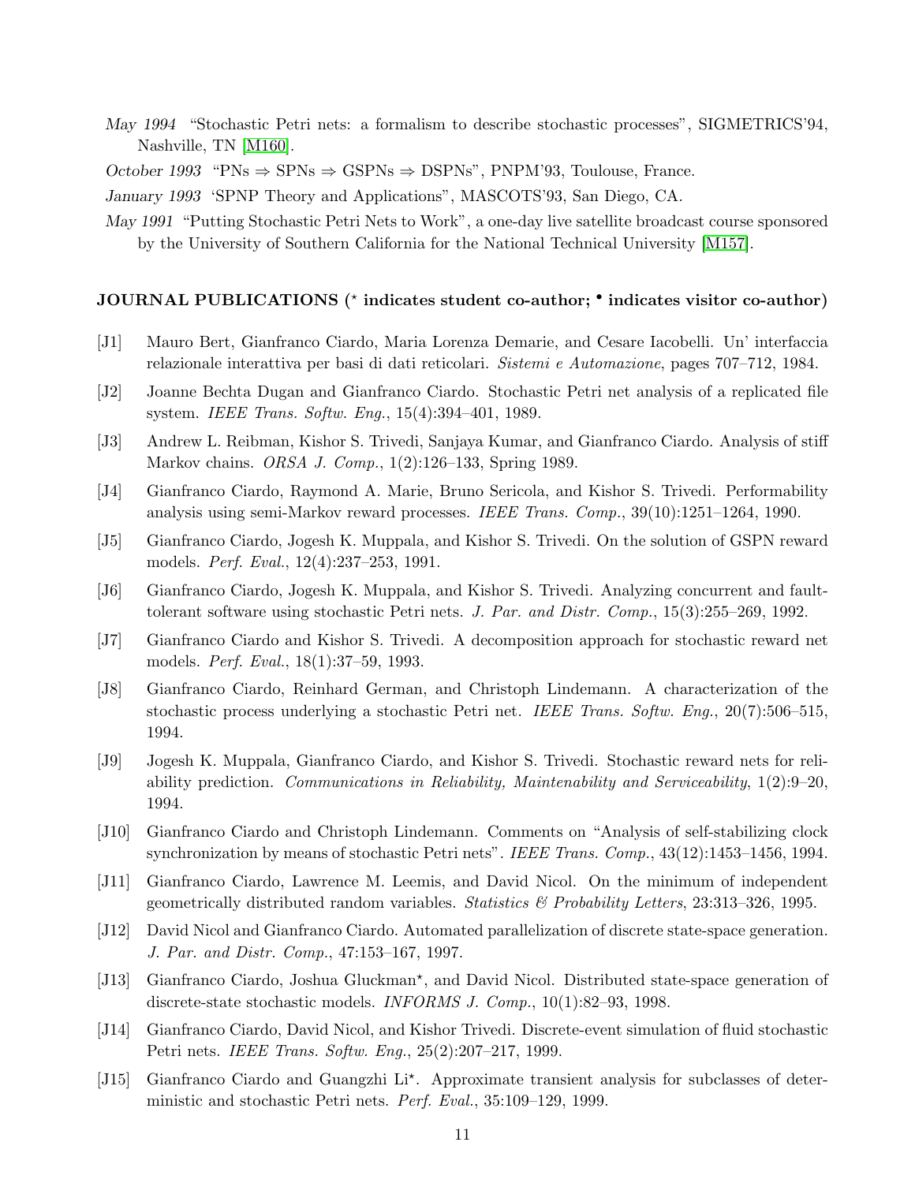*May 1994* "Stochastic Petri nets: a formalism to describe stochastic processes", SIGMETRICS'94, Nashville, TN [M160].

*October 1993* "PNs ⇒ SPNs ⇒ GSPNs ⇒ DSPNs", PNPM'93, Toulouse, France.

*January 1993* 'SPNP Theory and Applications", MASCOTS'93, San Diego, CA.

*May 1991* "Putting Stochastic Petri Nets to Work", a one-day live satellite broadcast course sponsored by the University of Southern California for the National Technical University [M157].

## JOURNAL PUBLICATIONS (⋆ indicates student co-author; • indicates visitor co-author)

[J1] Mauro Bert, Gianfranco Ciardo, Maria Lorenza Demarie, and Cesare Iacobelli. Un' interfaccia relazionale interattiva per basi di dati reticolari. *Sistemi e Automazione*, pages 707–712, 1984.

[J2] Joanne Bechta Dugan and Gianfranco Ciardo. Stochastic Petri net analysis of a replicated file system. *IEEE Trans. Softw. Eng.*, 15(4):394–401, 1989.

[J3] Andrew L. Reibman, Kishor S. Trivedi, Sanjaya Kumar, and Gianfranco Ciardo. Analysis of stiff Markov chains. *ORSA J. Comp.*, 1(2):126–133, Spring 1989.

[J4] Gianfranco Ciardo, Raymond A. Marie, Bruno Sericola, and Kishor S. Trivedi. Performability analysis using semi-Markov reward processes. *IEEE Trans. Comp.*, 39(10):1251–1264, 1990.

[J5] Gianfranco Ciardo, Jogesh K. Muppala, and Kishor S. Trivedi. On the solution of GSPN reward models. *Perf. Eval.*, 12(4):237–253, 1991.

[J6] Gianfranco Ciardo, Jogesh K. Muppala, and Kishor S. Trivedi. Analyzing concurrent and fault-tolerant software using stochastic Petri nets. *J. Par. and Distr. Comp.*, 15(3):255–269, 1992.

[J7] Gianfranco Ciardo and Kishor S. Trivedi. A decomposition approach for stochastic reward net models. *Perf. Eval.*, 18(1):37–59, 1993.

[J8] Gianfranco Ciardo, Reinhard German, and Christoph Lindemann. A characterization of the stochastic process underlying a stochastic Petri net. *IEEE Trans. Softw. Eng.*, 20(7):506–515, 1994.

[J9] Jogesh K. Muppala, Gianfranco Ciardo, and Kishor S. Trivedi. Stochastic reward nets for reliability prediction. *Communications in Reliability, Maintenability and Serviceability*, 1(2):9–20, 1994.

[J10] Gianfranco Ciardo and Christoph Lindemann. Comments on "Analysis of self-stabilizing clock synchronization by means of stochastic Petri nets". *IEEE Trans. Comp.*, 43(12):1453–1456, 1994.

[J11] Gianfranco Ciardo, Lawrence M. Leemis, and David Nicol. On the minimum of independent geometrically distributed random variables. *Statistics & Probability Letters*, 23:313–326, 1995.

[J12] David Nicol and Gianfranco Ciardo. Automated parallelization of discrete state-space generation. *J. Par. and Distr. Comp.*, 47:153–167, 1997.

[J13] Gianfranco Ciardo, Joshua Gluckman⋆, and David Nicol. Distributed state-space generation of discrete-state stochastic models. *INFORMS J. Comp.*, 10(1):82–93, 1998.

[J14] Gianfranco Ciardo, David Nicol, and Kishor Trivedi. Discrete-event simulation of fluid stochastic Petri nets. *IEEE Trans. Softw. Eng.*, 25(2):207–217, 1999.

[J15] Gianfranco Ciardo and Guangzhi Li⋆. Approximate transient analysis for subclasses of deterministic and stochastic Petri nets. *Perf. Eval.*, 35:109–129, 1999.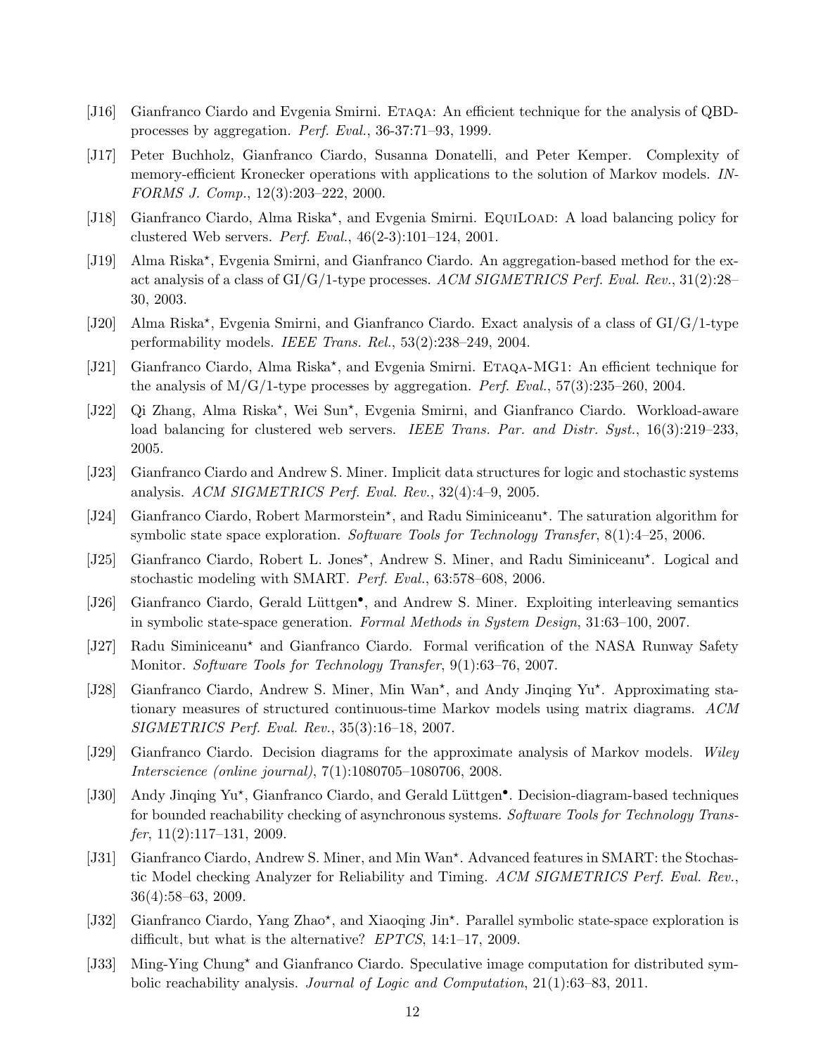- [J16] Gianfranco Ciardo and Evgenia Smirni. ETAQA: An efficient technique for the analysis of QBD-processes by aggregation. *Perf. Eval.*, 36-37:71–93, 1999.
- [J17] Peter Buchholz, Gianfranco Ciardo, Susanna Donatelli, and Peter Kemper. Complexity of memory-efficient Kronecker operations with applications to the solution of Markov models. *INFORMS J. Comp.*, 12(3):203–222, 2000.
- [J18] Gianfranco Ciardo, Alma Riska*, and Evgenia Smirni. EQUILOAD: A load balancing policy for clustered Web servers. *Perf. Eval.*, 46(2-3):101–124, 2001.
- [J19] Alma Riska*, Evgenia Smirni, and Gianfranco Ciardo. An aggregation-based method for the exact analysis of a class of GI/G/1-type processes. *ACM SIGMETRICS Perf. Eval. Rev.*, 31(2):28–30, 2003.
- [J20] Alma Riska*, Evgenia Smirni, and Gianfranco Ciardo. Exact analysis of a class of GI/G/1-type performability models. *IEEE Trans. Rel.*, 53(2):238–249, 2004.
- [J21] Gianfranco Ciardo, Alma Riska*, and Evgenia Smirni. ETAQA-MG1: An efficient technique for the analysis of M/G/1-type processes by aggregation. *Perf. Eval.*, 57(3):235–260, 2004.
- [J22] Qi Zhang, Alma Riska*, Wei Sun*, Evgenia Smirni, and Gianfranco Ciardo. Workload-aware load balancing for clustered web servers. *IEEE Trans. Par. and Distr. Syst.*, 16(3):219–233, 2005.
- [J23] Gianfranco Ciardo and Andrew S. Miner. Implicit data structures for logic and stochastic systems analysis. *ACM SIGMETRICS Perf. Eval. Rev.*, 32(4):4–9, 2005.
- [J24] Gianfranco Ciardo, Robert Marmorstein*, and Radu Siminiceanu*. The saturation algorithm for symbolic state space exploration. *Software Tools for Technology Transfer*, 8(1):4–25, 2006.
- [J25] Gianfranco Ciardo, Robert L. Jones*, Andrew S. Miner, and Radu Siminiceanu*. Logical and stochastic modeling with SMART. *Perf. Eval.*, 63:578–608, 2006.
- [J26] Gianfranco Ciardo, Gerald Lüttgen•, and Andrew S. Miner. Exploiting interleaving semantics in symbolic state-space generation. *Formal Methods in System Design*, 31:63–100, 2007.
- [J27] Radu Siminiceanu* and Gianfranco Ciardo. Formal verification of the NASA Runway Safety Monitor. *Software Tools for Technology Transfer*, 9(1):63–76, 2007.
- [J28] Gianfranco Ciardo, Andrew S. Miner, Min Wan*, and Andy Jinqing Yu*. Approximating stationary measures of structured continuous-time Markov models using matrix diagrams. *ACM SIGMETRICS Perf. Eval. Rev.*, 35(3):16–18, 2007.
- [J29] Gianfranco Ciardo. Decision diagrams for the approximate analysis of Markov models. *Wiley Interscience (online journal)*, 7(1):1080705–1080706, 2008.
- [J30] Andy Jinqing Yu*, Gianfranco Ciardo, and Gerald Lüttgen•. Decision-diagram-based techniques for bounded reachability checking of asynchronous systems. *Software Tools for Technology Transfer*, 11(2):117–131, 2009.
- [J31] Gianfranco Ciardo, Andrew S. Miner, and Min Wan*. Advanced features in SMART: the Stochastic Model checking Analyzer for Reliability and Timing. *ACM SIGMETRICS Perf. Eval. Rev.*, 36(4):58–63, 2009.
- [J32] Gianfranco Ciardo, Yang Zhao*, and Xiaoqing Jin*. Parallel symbolic state-space exploration is difficult, but what is the alternative? *EPTCS*, 14:1–17, 2009.
- [J33] Ming-Ying Chung* and Gianfranco Ciardo. Speculative image computation for distributed symbolic reachability analysis. *Journal of Logic and Computation*, 21(1):63–83, 2011.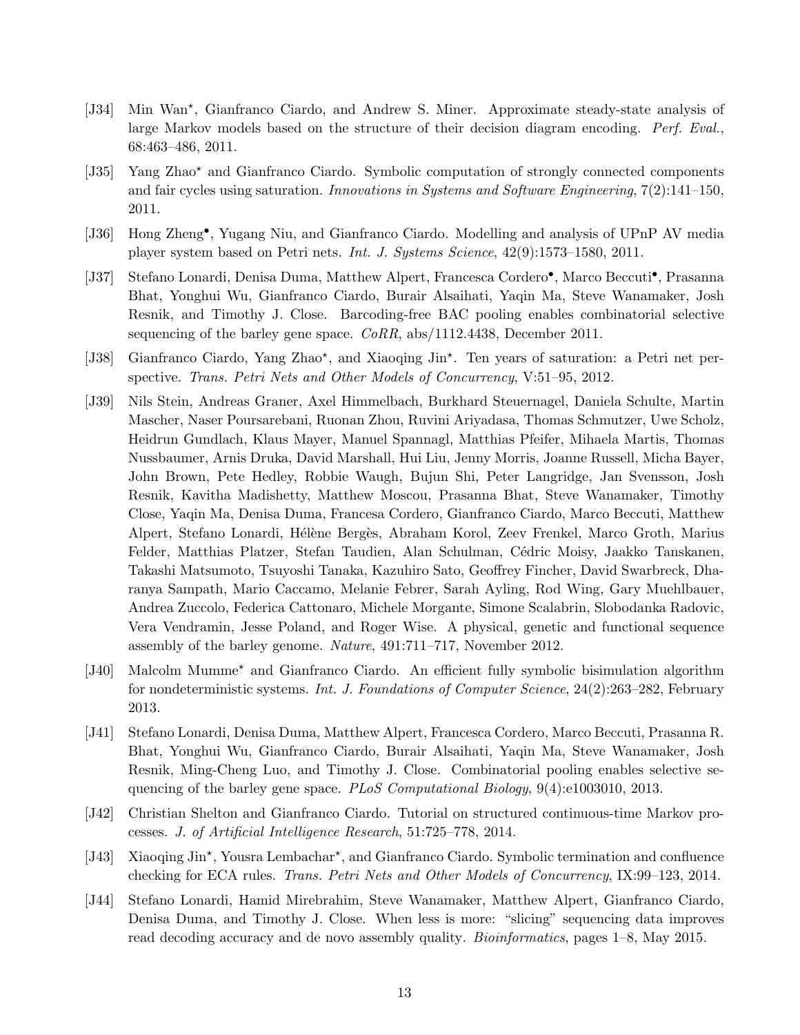[J34] Min Wan⋆, Gianfranco Ciardo, and Andrew S. Miner. Approximate steady-state analysis of large Markov models based on the structure of their decision diagram encoding. *Perf. Eval.*, 68:463–486, 2011.

[J35] Yang Zhao⋆ and Gianfranco Ciardo. Symbolic computation of strongly connected components and fair cycles using saturation. *Innovations in Systems and Software Engineering*, 7(2):141–150, 2011.

[J36] Hong Zheng•, Yugang Niu, and Gianfranco Ciardo. Modelling and analysis of UPnP AV media player system based on Petri nets. *Int. J. Systems Science*, 42(9):1573–1580, 2011.

[J37] Stefano Lonardi, Denisa Duma, Matthew Alpert, Francesca Cordero•, Marco Beccuti•, Prasanna Bhat, Yonghui Wu, Gianfranco Ciardo, Burair Alsaihati, Yaqin Ma, Steve Wanamaker, Josh Resnik, and Timothy J. Close. Barcoding-free BAC pooling enables combinatorial selective sequencing of the barley gene space. *CoRR*, abs/1112.4438, December 2011.

[J38] Gianfranco Ciardo, Yang Zhao⋆, and Xiaoqing Jin⋆. Ten years of saturation: a Petri net perspective. *Trans. Petri Nets and Other Models of Concurrency*, V:51–95, 2012.

[J39] Nils Stein, Andreas Graner, Axel Himmelbach, Burkhard Steuernagel, Daniela Schulte, Martin Mascher, Naser Poursarebani, Ruonan Zhou, Ruvini Ariyadasa, Thomas Schmutzer, Uwe Scholz, Heidrun Gundlach, Klaus Mayer, Manuel Spannagl, Matthias Pfeifer, Mihaela Martis, Thomas Nussbaumer, Arnis Druka, David Marshall, Hui Liu, Jenny Morris, Joanne Russell, Micha Bayer, John Brown, Pete Hedley, Robbie Waugh, Bujun Shi, Peter Langridge, Jan Svensson, Josh Resnik, Kavitha Madishetty, Matthew Moscou, Prasanna Bhat, Steve Wanamaker, Timothy Close, Yaqin Ma, Denisa Duma, Francesa Cordero, Gianfranco Ciardo, Marco Beccuti, Matthew Alpert, Stefano Lonardi, Hélène Bergès, Abraham Korol, Zeev Frenkel, Marco Groth, Marius Felder, Matthias Platzer, Stefan Taudien, Alan Schulman, Cédric Moisy, Jaakko Tanskanen, Takashi Matsumoto, Tsuyoshi Tanaka, Kazuhiro Sato, Geoffrey Fincher, David Swarbreck, Dharanya Sampath, Mario Caccamo, Melanie Febrer, Sarah Ayling, Rod Wing, Gary Muehlbauer, Andrea Zuccolo, Federica Cattonaro, Michele Morgante, Simone Scalabrin, Slobodanka Radovic, Vera Vendramin, Jesse Poland, and Roger Wise. A physical, genetic and functional sequence assembly of the barley genome. *Nature*, 491:711–717, November 2012.

[J40] Malcolm Mumme⋆ and Gianfranco Ciardo. An efficient fully symbolic bisimulation algorithm for nondeterministic systems. *Int. J. Foundations of Computer Science*, 24(2):263–282, February 2013.

[J41] Stefano Lonardi, Denisa Duma, Matthew Alpert, Francesca Cordero, Marco Beccuti, Prasanna R. Bhat, Yonghui Wu, Gianfranco Ciardo, Burair Alsaihati, Yaqin Ma, Steve Wanamaker, Josh Resnik, Ming-Cheng Luo, and Timothy J. Close. Combinatorial pooling enables selective sequencing of the barley gene space. *PLoS Computational Biology*, 9(4):e1003010, 2013.

[J42] Christian Shelton and Gianfranco Ciardo. Tutorial on structured continuous-time Markov processes. *J. of Artificial Intelligence Research*, 51:725–778, 2014.

[J43] Xiaoqing Jin⋆, Yousra Lembachar⋆, and Gianfranco Ciardo. Symbolic termination and confluence checking for ECA rules. *Trans. Petri Nets and Other Models of Concurrency*, IX:99–123, 2014.

[J44] Stefano Lonardi, Hamid Mirebrahim, Steve Wanamaker, Matthew Alpert, Gianfranco Ciardo, Denisa Duma, and Timothy J. Close. When less is more: "slicing" sequencing data improves read decoding accuracy and de novo assembly quality. *Bioinformatics*, pages 1–8, May 2015.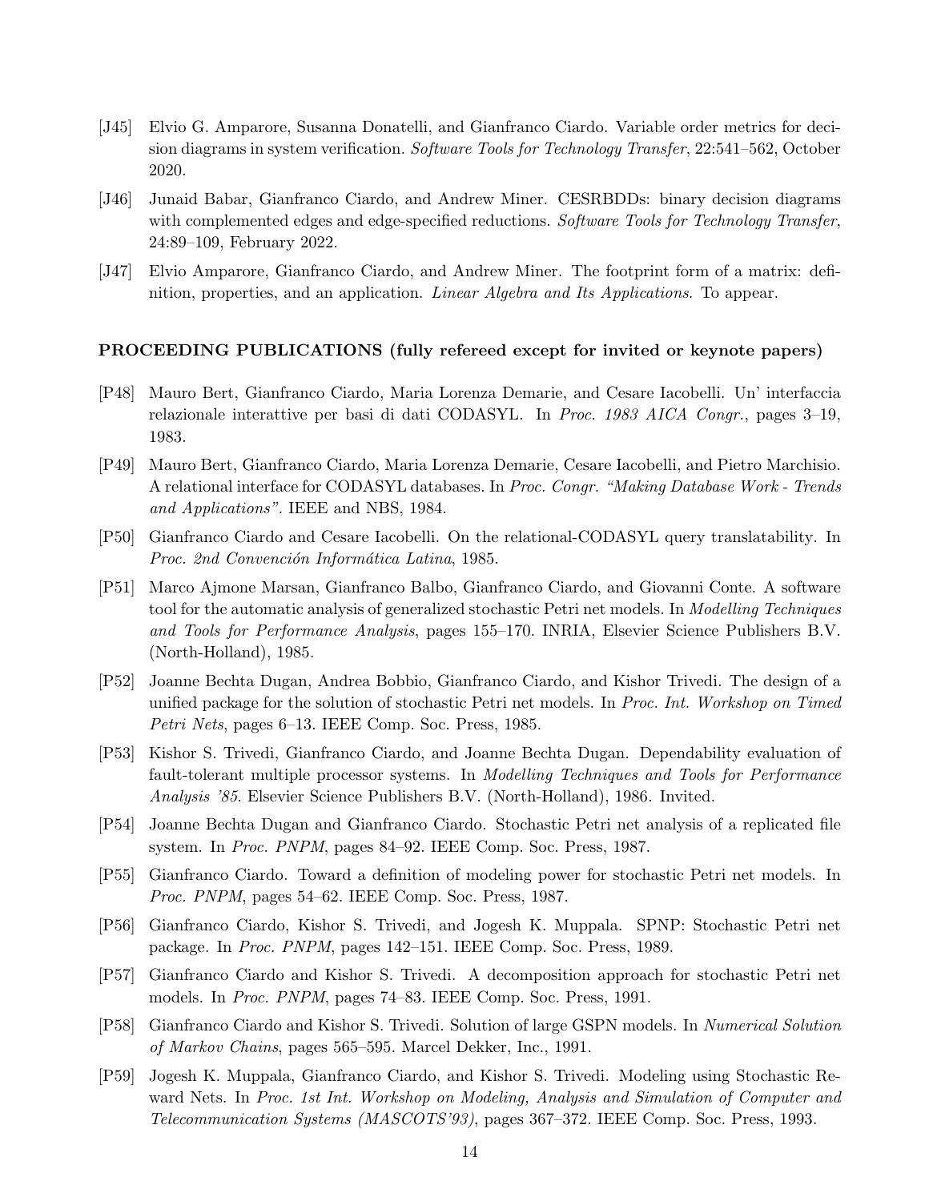[J45] Elvio G. Amparore, Susanna Donatelli, and Gianfranco Ciardo. Variable order metrics for decision diagrams in system verification. *Software Tools for Technology Transfer*, 22:541–562, October 2020.

[J46] Junaid Babar, Gianfranco Ciardo, and Andrew Miner. CESRBDDs: binary decision diagrams with complemented edges and edge-specified reductions. *Software Tools for Technology Transfer*, 24:89–109, February 2022.

[J47] Elvio Amparore, Gianfranco Ciardo, and Andrew Miner. The footprint form of a matrix: definition, properties, and an application. *Linear Algebra and Its Applications*. To appear.

**PROCEEDING PUBLICATIONS (fully refereed except for invited or keynote papers)**

[P48] Mauro Bert, Gianfranco Ciardo, Maria Lorenza Demarie, and Cesare Iacobelli. Un' interfaccia relazionale interattive per basi di dati CODASYL. In *Proc. 1983 AICA Congr.*, pages 3–19, 1983.

[P49] Mauro Bert, Gianfranco Ciardo, Maria Lorenza Demarie, Cesare Iacobelli, and Pietro Marchisio. A relational interface for CODASYL databases. In *Proc. Congr. "Making Database Work - Trends and Applications"*. IEEE and NBS, 1984.

[P50] Gianfranco Ciardo and Cesare Iacobelli. On the relational-CODASYL query translatability. In *Proc. 2nd Convención Informática Latina*, 1985.

[P51] Marco Ajmone Marsan, Gianfranco Balbo, Gianfranco Ciardo, and Giovanni Conte. A software tool for the automatic analysis of generalized stochastic Petri net models. In *Modelling Techniques and Tools for Performance Analysis*, pages 155–170. INRIA, Elsevier Science Publishers B.V. (North-Holland), 1985.

[P52] Joanne Bechta Dugan, Andrea Bobbio, Gianfranco Ciardo, and Kishor Trivedi. The design of a unified package for the solution of stochastic Petri net models. In *Proc. Int. Workshop on Timed Petri Nets*, pages 6–13. IEEE Comp. Soc. Press, 1985.

[P53] Kishor S. Trivedi, Gianfranco Ciardo, and Joanne Bechta Dugan. Dependability evaluation of fault-tolerant multiple processor systems. In *Modelling Techniques and Tools for Performance Analysis '85*. Elsevier Science Publishers B.V. (North-Holland), 1986. Invited.

[P54] Joanne Bechta Dugan and Gianfranco Ciardo. Stochastic Petri net analysis of a replicated file system. In *Proc. PNPM*, pages 84–92. IEEE Comp. Soc. Press, 1987.

[P55] Gianfranco Ciardo. Toward a definition of modeling power for stochastic Petri net models. In *Proc. PNPM*, pages 54–62. IEEE Comp. Soc. Press, 1987.

[P56] Gianfranco Ciardo, Kishor S. Trivedi, and Jogesh K. Muppala. SPNP: Stochastic Petri net package. In *Proc. PNPM*, pages 142–151. IEEE Comp. Soc. Press, 1989.

[P57] Gianfranco Ciardo and Kishor S. Trivedi. A decomposition approach for stochastic Petri net models. In *Proc. PNPM*, pages 74–83. IEEE Comp. Soc. Press, 1991.

[P58] Gianfranco Ciardo and Kishor S. Trivedi. Solution of large GSPN models. In *Numerical Solution of Markov Chains*, pages 565–595. Marcel Dekker, Inc., 1991.

[P59] Jogesh K. Muppala, Gianfranco Ciardo, and Kishor S. Trivedi. Modeling using Stochastic Reward Nets. In *Proc. 1st Int. Workshop on Modeling, Analysis and Simulation of Computer and Telecommunication Systems (MASCOTS'93)*, pages 367–372. IEEE Comp. Soc. Press, 1993.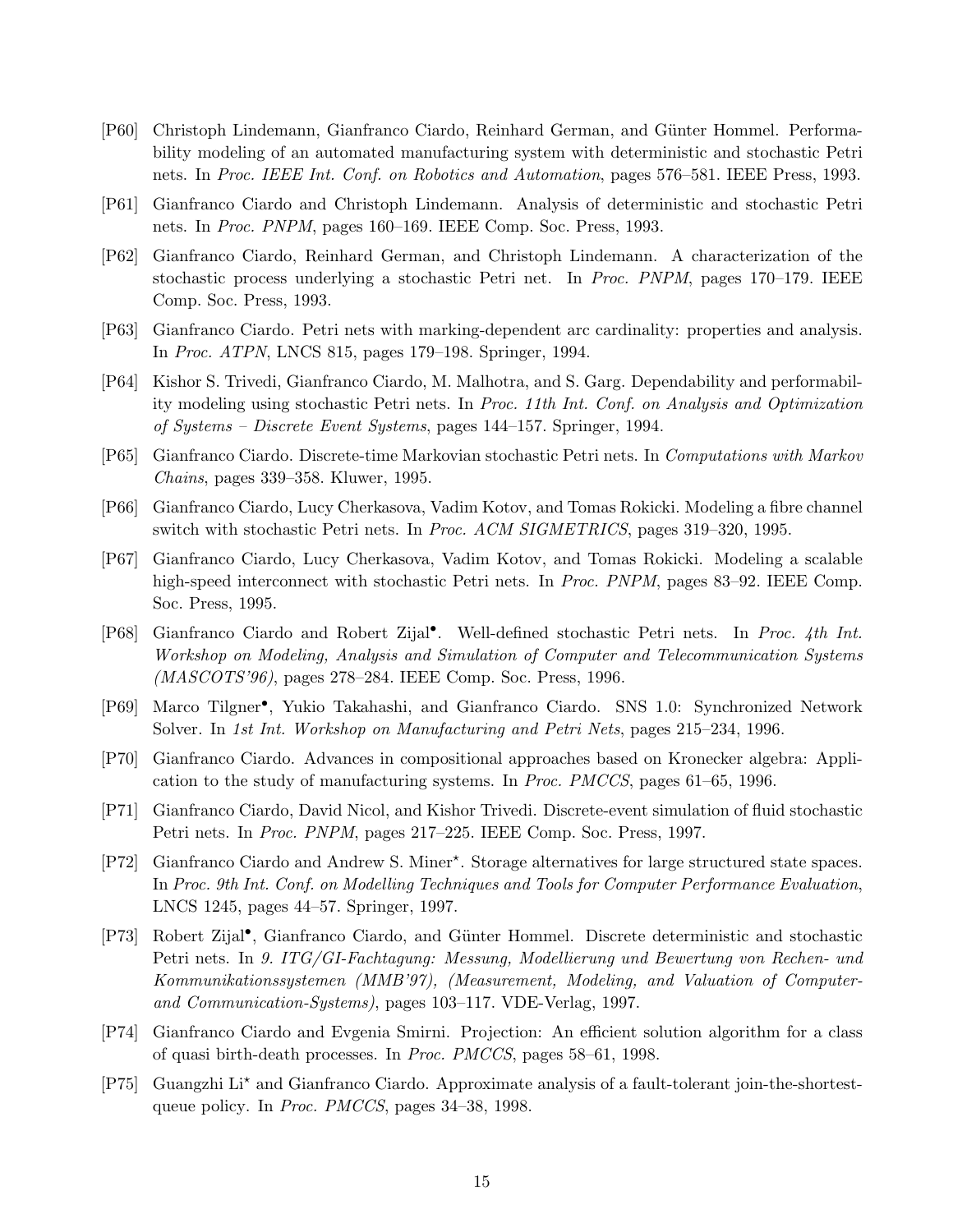- [P60] Christoph Lindemann, Gianfranco Ciardo, Reinhard German, and Günter Hommel. Performability modeling of an automated manufacturing system with deterministic and stochastic Petri nets. In *Proc. IEEE Int. Conf. on Robotics and Automation*, pages 576–581. IEEE Press, 1993.
- [P61] Gianfranco Ciardo and Christoph Lindemann. Analysis of deterministic and stochastic Petri nets. In *Proc. PNPM*, pages 160–169. IEEE Comp. Soc. Press, 1993.
- [P62] Gianfranco Ciardo, Reinhard German, and Christoph Lindemann. A characterization of the stochastic process underlying a stochastic Petri net. In *Proc. PNPM*, pages 170–179. IEEE Comp. Soc. Press, 1993.
- [P63] Gianfranco Ciardo. Petri nets with marking-dependent arc cardinality: properties and analysis. In *Proc. ATPN*, LNCS 815, pages 179–198. Springer, 1994.
- [P64] Kishor S. Trivedi, Gianfranco Ciardo, M. Malhotra, and S. Garg. Dependability and performability modeling using stochastic Petri nets. In *Proc. 11th Int. Conf. on Analysis and Optimization of Systems – Discrete Event Systems*, pages 144–157. Springer, 1994.
- [P65] Gianfranco Ciardo. Discrete-time Markovian stochastic Petri nets. In *Computations with Markov Chains*, pages 339–358. Kluwer, 1995.
- [P66] Gianfranco Ciardo, Lucy Cherkasova, Vadim Kotov, and Tomas Rokicki. Modeling a fibre channel switch with stochastic Petri nets. In *Proc. ACM SIGMETRICS*, pages 319–320, 1995.
- [P67] Gianfranco Ciardo, Lucy Cherkasova, Vadim Kotov, and Tomas Rokicki. Modeling a scalable high-speed interconnect with stochastic Petri nets. In *Proc. PNPM*, pages 83–92. IEEE Comp. Soc. Press, 1995.
- [P68] Gianfranco Ciardo and Robert Zijal•. Well-defined stochastic Petri nets. In *Proc. 4th Int. Workshop on Modeling, Analysis and Simulation of Computer and Telecommunication Systems (MASCOTS'96)*, pages 278–284. IEEE Comp. Soc. Press, 1996.
- [P69] Marco Tilgner•, Yukio Takahashi, and Gianfranco Ciardo. SNS 1.0: Synchronized Network Solver. In *1st Int. Workshop on Manufacturing and Petri Nets*, pages 215–234, 1996.
- [P70] Gianfranco Ciardo. Advances in compositional approaches based on Kronecker algebra: Application to the study of manufacturing systems. In *Proc. PMCCS*, pages 61–65, 1996.
- [P71] Gianfranco Ciardo, David Nicol, and Kishor Trivedi. Discrete-event simulation of fluid stochastic Petri nets. In *Proc. PNPM*, pages 217–225. IEEE Comp. Soc. Press, 1997.
- [P72] Gianfranco Ciardo and Andrew S. Miner⋆. Storage alternatives for large structured state spaces. In *Proc. 9th Int. Conf. on Modelling Techniques and Tools for Computer Performance Evaluation*, LNCS 1245, pages 44–57. Springer, 1997.
- [P73] Robert Zijal•, Gianfranco Ciardo, and Günter Hommel. Discrete deterministic and stochastic Petri nets. In *9. ITG/GI-Fachtagung: Messung, Modellierung und Bewertung von Rechen- und Kommunikationssystemen (MMB'97), (Measurement, Modeling, and Valuation of Computer- and Communication-Systems)*, pages 103–117. VDE-Verlag, 1997.
- [P74] Gianfranco Ciardo and Evgenia Smirni. Projection: An efficient solution algorithm for a class of quasi birth-death processes. In *Proc. PMCCS*, pages 58–61, 1998.
- [P75] Guangzhi Li⋆ and Gianfranco Ciardo. Approximate analysis of a fault-tolerant join-the-shortest-queue policy. In *Proc. PMCCS*, pages 34–38, 1998.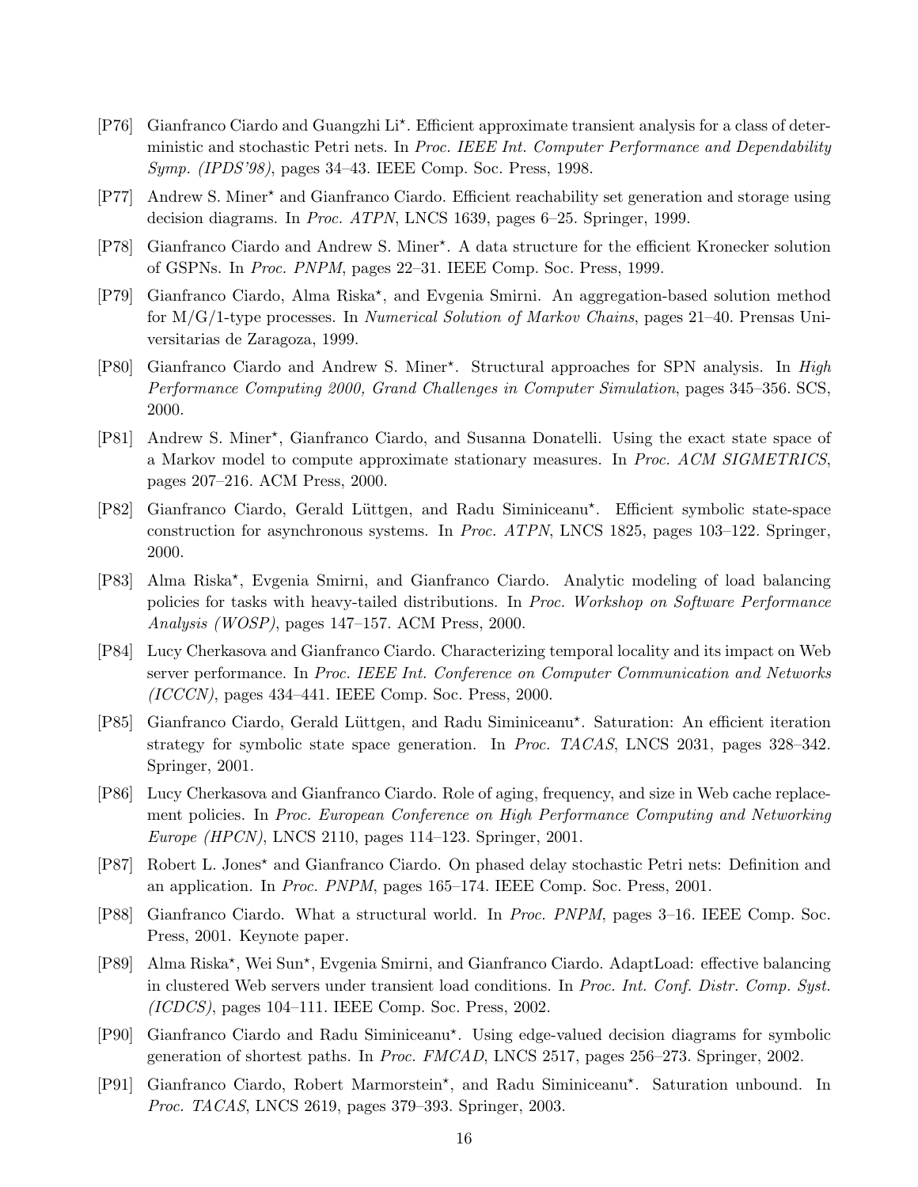[P76] Gianfranco Ciardo and Guangzhi Li⋆. Efficient approximate transient analysis for a class of deterministic and stochastic Petri nets. In *Proc. IEEE Int. Computer Performance and Dependability Symp. (IPDS'98)*, pages 34–43. IEEE Comp. Soc. Press, 1998.

[P77] Andrew S. Miner⋆ and Gianfranco Ciardo. Efficient reachability set generation and storage using decision diagrams. In *Proc. ATPN*, LNCS 1639, pages 6–25. Springer, 1999.

[P78] Gianfranco Ciardo and Andrew S. Miner⋆. A data structure for the efficient Kronecker solution of GSPNs. In *Proc. PNPM*, pages 22–31. IEEE Comp. Soc. Press, 1999.

[P79] Gianfranco Ciardo, Alma Riska⋆, and Evgenia Smirni. An aggregation-based solution method for M/G/1-type processes. In *Numerical Solution of Markov Chains*, pages 21–40. Prensas Universitarias de Zaragoza, 1999.

[P80] Gianfranco Ciardo and Andrew S. Miner⋆. Structural approaches for SPN analysis. In *High Performance Computing 2000, Grand Challenges in Computer Simulation*, pages 345–356. SCS, 2000.

[P81] Andrew S. Miner⋆, Gianfranco Ciardo, and Susanna Donatelli. Using the exact state space of a Markov model to compute approximate stationary measures. In *Proc. ACM SIGMETRICS*, pages 207–216. ACM Press, 2000.

[P82] Gianfranco Ciardo, Gerald Lüttgen, and Radu Siminiceanu⋆. Efficient symbolic state-space construction for asynchronous systems. In *Proc. ATPN*, LNCS 1825, pages 103–122. Springer, 2000.

[P83] Alma Riska⋆, Evgenia Smirni, and Gianfranco Ciardo. Analytic modeling of load balancing policies for tasks with heavy-tailed distributions. In *Proc. Workshop on Software Performance Analysis (WOSP)*, pages 147–157. ACM Press, 2000.

[P84] Lucy Cherkasova and Gianfranco Ciardo. Characterizing temporal locality and its impact on Web server performance. In *Proc. IEEE Int. Conference on Computer Communication and Networks (ICCCN)*, pages 434–441. IEEE Comp. Soc. Press, 2000.

[P85] Gianfranco Ciardo, Gerald Lüttgen, and Radu Siminiceanu⋆. Saturation: An efficient iteration strategy for symbolic state space generation. In *Proc. TACAS*, LNCS 2031, pages 328–342. Springer, 2001.

[P86] Lucy Cherkasova and Gianfranco Ciardo. Role of aging, frequency, and size in Web cache replacement policies. In *Proc. European Conference on High Performance Computing and Networking Europe (HPCN)*, LNCS 2110, pages 114–123. Springer, 2001.

[P87] Robert L. Jones⋆ and Gianfranco Ciardo. On phased delay stochastic Petri nets: Definition and an application. In *Proc. PNPM*, pages 165–174. IEEE Comp. Soc. Press, 2001.

[P88] Gianfranco Ciardo. What a structural world. In *Proc. PNPM*, pages 3–16. IEEE Comp. Soc. Press, 2001. Keynote paper.

[P89] Alma Riska⋆, Wei Sun⋆, Evgenia Smirni, and Gianfranco Ciardo. AdaptLoad: effective balancing in clustered Web servers under transient load conditions. In *Proc. Int. Conf. Distr. Comp. Syst. (ICDCS)*, pages 104–111. IEEE Comp. Soc. Press, 2002.

[P90] Gianfranco Ciardo and Radu Siminiceanu⋆. Using edge-valued decision diagrams for symbolic generation of shortest paths. In *Proc. FMCAD*, LNCS 2517, pages 256–273. Springer, 2002.

[P91] Gianfranco Ciardo, Robert Marmorstein⋆, and Radu Siminiceanu⋆. Saturation unbound. In *Proc. TACAS*, LNCS 2619, pages 379–393. Springer, 2003.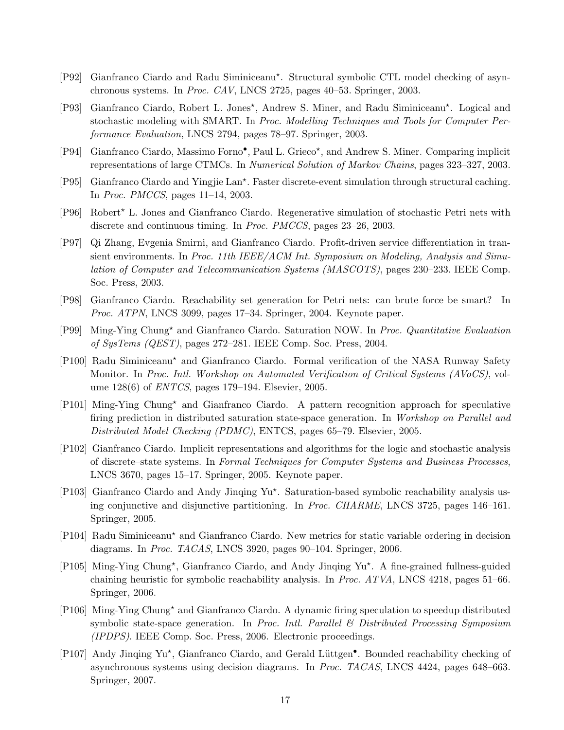[P92] Gianfranco Ciardo and Radu Siminiceanu*. Structural symbolic CTL model checking of asynchronous systems. In *Proc. CAV*, LNCS 2725, pages 40–53. Springer, 2003.

[P93] Gianfranco Ciardo, Robert L. Jones*, Andrew S. Miner, and Radu Siminiceanu*. Logical and stochastic modeling with SMART. In *Proc. Modelling Techniques and Tools for Computer Performance Evaluation*, LNCS 2794, pages 78–97. Springer, 2003.

[P94] Gianfranco Ciardo, Massimo Forno•, Paul L. Grieco*, and Andrew S. Miner. Comparing implicit representations of large CTMCs. In *Numerical Solution of Markov Chains*, pages 323–327, 2003.

[P95] Gianfranco Ciardo and Yingjie Lan*. Faster discrete-event simulation through structural caching. In *Proc. PMCCS*, pages 11–14, 2003.

[P96] Robert* L. Jones and Gianfranco Ciardo. Regenerative simulation of stochastic Petri nets with discrete and continuous timing. In *Proc. PMCCS*, pages 23–26, 2003.

[P97] Qi Zhang, Evgenia Smirni, and Gianfranco Ciardo. Profit-driven service differentiation in transient environments. In *Proc. 11th IEEE/ACM Int. Symposium on Modeling, Analysis and Simulation of Computer and Telecommunication Systems (MASCOTS)*, pages 230–233. IEEE Comp. Soc. Press, 2003.

[P98] Gianfranco Ciardo. Reachability set generation for Petri nets: can brute force be smart? In *Proc. ATPN*, LNCS 3099, pages 17–34. Springer, 2004. Keynote paper.

[P99] Ming-Ying Chung* and Gianfranco Ciardo. Saturation NOW. In *Proc. Quantitative Evaluation of SysTems (QEST)*, pages 272–281. IEEE Comp. Soc. Press, 2004.

[P100] Radu Siminiceanu* and Gianfranco Ciardo. Formal verification of the NASA Runway Safety Monitor. In *Proc. Intl. Workshop on Automated Verification of Critical Systems (AVoCS)*, volume 128(6) of *ENTCS*, pages 179–194. Elsevier, 2005.

[P101] Ming-Ying Chung* and Gianfranco Ciardo. A pattern recognition approach for speculative firing prediction in distributed saturation state-space generation. In *Workshop on Parallel and Distributed Model Checking (PDMC)*, ENTCS, pages 65–79. Elsevier, 2005.

[P102] Gianfranco Ciardo. Implicit representations and algorithms for the logic and stochastic analysis of discrete–state systems. In *Formal Techniques for Computer Systems and Business Processes*, LNCS 3670, pages 15–17. Springer, 2005. Keynote paper.

[P103] Gianfranco Ciardo and Andy Jinqing Yu*. Saturation-based symbolic reachability analysis using conjunctive and disjunctive partitioning. In *Proc. CHARME*, LNCS 3725, pages 146–161. Springer, 2005.

[P104] Radu Siminiceanu* and Gianfranco Ciardo. New metrics for static variable ordering in decision diagrams. In *Proc. TACAS*, LNCS 3920, pages 90–104. Springer, 2006.

[P105] Ming-Ying Chung*, Gianfranco Ciardo, and Andy Jinqing Yu*. A fine-grained fullness-guided chaining heuristic for symbolic reachability analysis. In *Proc. ATVA*, LNCS 4218, pages 51–66. Springer, 2006.

[P106] Ming-Ying Chung* and Gianfranco Ciardo. A dynamic firing speculation to speedup distributed symbolic state-space generation. In *Proc. Intl. Parallel & Distributed Processing Symposium (IPDPS)*. IEEE Comp. Soc. Press, 2006. Electronic proceedings.

[P107] Andy Jinqing Yu*, Gianfranco Ciardo, and Gerald Lüttgen•. Bounded reachability checking of asynchronous systems using decision diagrams. In *Proc. TACAS*, LNCS 4424, pages 648–663. Springer, 2007.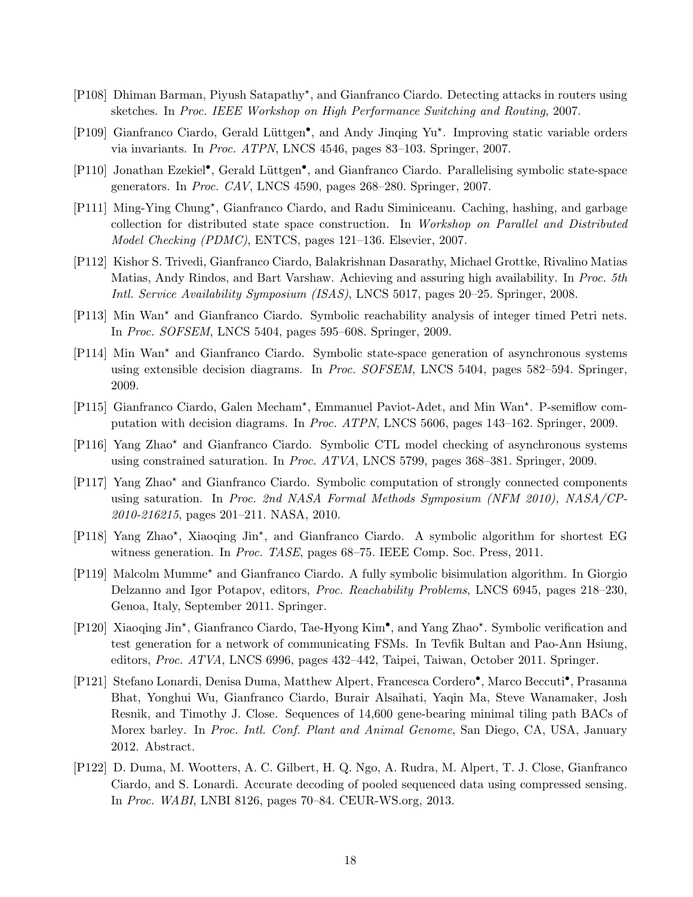[P108] Dhiman Barman, Piyush Satapathy⋆, and Gianfranco Ciardo. Detecting attacks in routers using sketches. In *Proc. IEEE Workshop on High Performance Switching and Routing*, 2007.

[P109] Gianfranco Ciardo, Gerald Lüttgen•, and Andy Jinqing Yu⋆. Improving static variable orders via invariants. In *Proc. ATPN*, LNCS 4546, pages 83–103. Springer, 2007.

[P110] Jonathan Ezekiel•, Gerald Lüttgen•, and Gianfranco Ciardo. Parallelising symbolic state-space generators. In *Proc. CAV*, LNCS 4590, pages 268–280. Springer, 2007.

[P111] Ming-Ying Chung⋆, Gianfranco Ciardo, and Radu Siminiceanu. Caching, hashing, and garbage collection for distributed state space construction. In *Workshop on Parallel and Distributed Model Checking (PDMC)*, ENTCS, pages 121–136. Elsevier, 2007.

[P112] Kishor S. Trivedi, Gianfranco Ciardo, Balakrishnan Dasarathy, Michael Grottke, Rivalino Matias Matias, Andy Rindos, and Bart Varshaw. Achieving and assuring high availability. In *Proc. 5th Intl. Service Availability Symposium (ISAS)*, LNCS 5017, pages 20–25. Springer, 2008.

[P113] Min Wan⋆ and Gianfranco Ciardo. Symbolic reachability analysis of integer timed Petri nets. In *Proc. SOFSEM*, LNCS 5404, pages 595–608. Springer, 2009.

[P114] Min Wan⋆ and Gianfranco Ciardo. Symbolic state-space generation of asynchronous systems using extensible decision diagrams. In *Proc. SOFSEM*, LNCS 5404, pages 582–594. Springer, 2009.

[P115] Gianfranco Ciardo, Galen Mecham⋆, Emmanuel Paviot-Adet, and Min Wan⋆. P-semiflow computation with decision diagrams. In *Proc. ATPN*, LNCS 5606, pages 143–162. Springer, 2009.

[P116] Yang Zhao⋆ and Gianfranco Ciardo. Symbolic CTL model checking of asynchronous systems using constrained saturation. In *Proc. ATVA*, LNCS 5799, pages 368–381. Springer, 2009.

[P117] Yang Zhao⋆ and Gianfranco Ciardo. Symbolic computation of strongly connected components using saturation. In *Proc. 2nd NASA Formal Methods Symposium (NFM 2010), NASA/CP-2010-216215*, pages 201–211. NASA, 2010.

[P118] Yang Zhao⋆, Xiaoqing Jin⋆, and Gianfranco Ciardo. A symbolic algorithm for shortest EG witness generation. In *Proc. TASE*, pages 68–75. IEEE Comp. Soc. Press, 2011.

[P119] Malcolm Mumme⋆ and Gianfranco Ciardo. A fully symbolic bisimulation algorithm. In Giorgio Delzanno and Igor Potapov, editors, *Proc. Reachability Problems*, LNCS 6945, pages 218–230, Genoa, Italy, September 2011. Springer.

[P120] Xiaoqing Jin⋆, Gianfranco Ciardo, Tae-Hyong Kim•, and Yang Zhao⋆. Symbolic verification and test generation for a network of communicating FSMs. In Tevfik Bultan and Pao-Ann Hsiung, editors, *Proc. ATVA*, LNCS 6996, pages 432–442, Taipei, Taiwan, October 2011. Springer.

[P121] Stefano Lonardi, Denisa Duma, Matthew Alpert, Francesca Cordero•, Marco Beccuti•, Prasanna Bhat, Yonghui Wu, Gianfranco Ciardo, Burair Alsaihati, Yaqin Ma, Steve Wanamaker, Josh Resnik, and Timothy J. Close. Sequences of 14,600 gene-bearing minimal tiling path BACs of Morex barley. In *Proc. Intl. Conf. Plant and Animal Genome*, San Diego, CA, USA, January 2012. Abstract.

[P122] D. Duma, M. Wootters, A. C. Gilbert, H. Q. Ngo, A. Rudra, M. Alpert, T. J. Close, Gianfranco Ciardo, and S. Lonardi. Accurate decoding of pooled sequenced data using compressed sensing. In *Proc. WABI*, LNBI 8126, pages 70–84. CEUR-WS.org, 2013.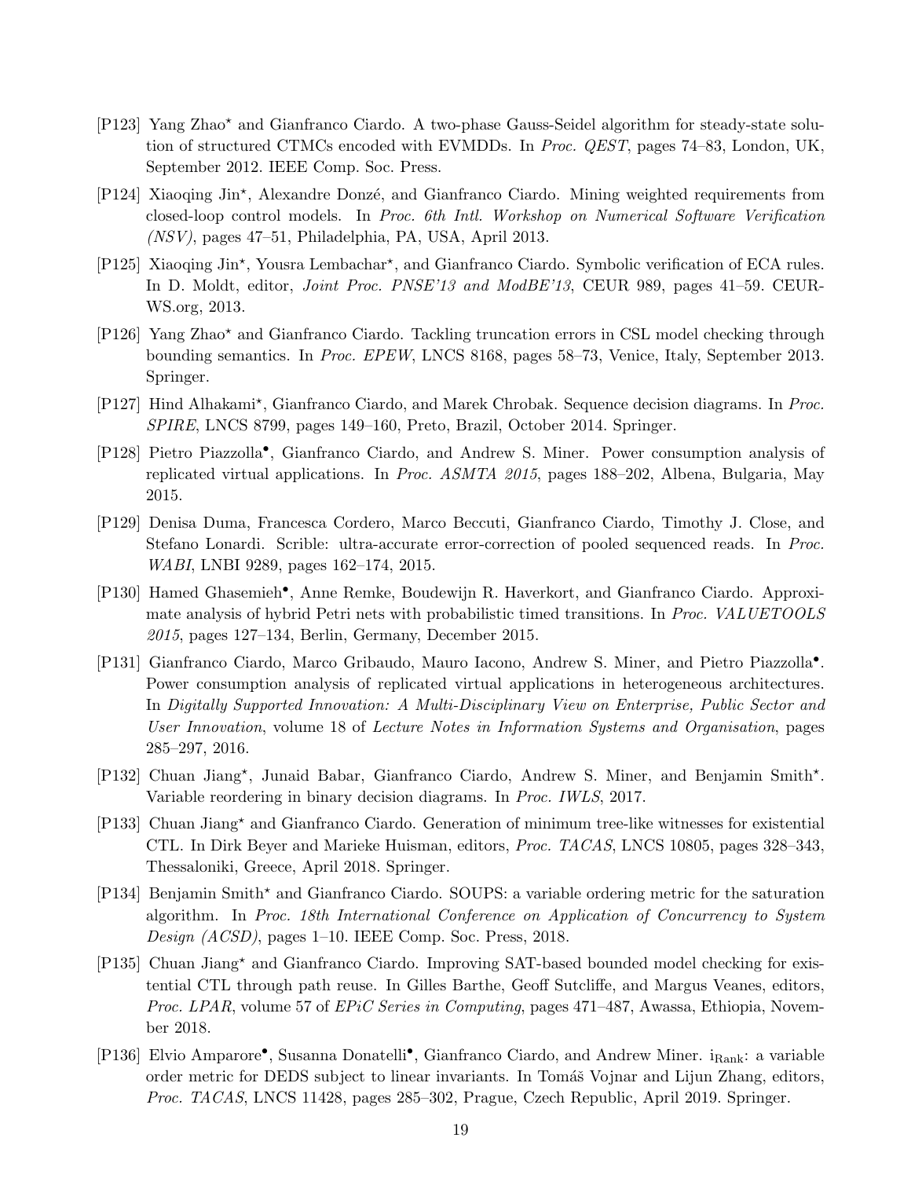- [P123] Yang Zhao⋆ and Gianfranco Ciardo. A two-phase Gauss-Seidel algorithm for steady-state solution of structured CTMCs encoded with EVMDDs. In *Proc. QEST*, pages 74–83, London, UK, September 2012. IEEE Comp. Soc. Press.

- [P124] Xiaoqing Jin⋆, Alexandre Donzé, and Gianfranco Ciardo. Mining weighted requirements from closed-loop control models. In *Proc. 6th Intl. Workshop on Numerical Software Verification (NSV)*, pages 47–51, Philadelphia, PA, USA, April 2013.

- [P125] Xiaoqing Jin⋆, Yousra Lembachar⋆, and Gianfranco Ciardo. Symbolic verification of ECA rules. In D. Moldt, editor, *Joint Proc. PNSE'13 and ModBE'13*, CEUR 989, pages 41–59. CEUR-WS.org, 2013.

- [P126] Yang Zhao⋆ and Gianfranco Ciardo. Tackling truncation errors in CSL model checking through bounding semantics. In *Proc. EPEW*, LNCS 8168, pages 58–73, Venice, Italy, September 2013. Springer.

- [P127] Hind Alhakami⋆, Gianfranco Ciardo, and Marek Chrobak. Sequence decision diagrams. In *Proc. SPIRE*, LNCS 8799, pages 149–160, Preto, Brazil, October 2014. Springer.

- [P128] Pietro Piazzolla•, Gianfranco Ciardo, and Andrew S. Miner. Power consumption analysis of replicated virtual applications. In *Proc. ASMTA 2015*, pages 188–202, Albena, Bulgaria, May 2015.

- [P129] Denisa Duma, Francesca Cordero, Marco Beccuti, Gianfranco Ciardo, Timothy J. Close, and Stefano Lonardi. Scrible: ultra-accurate error-correction of pooled sequenced reads. In *Proc. WABI*, LNBI 9289, pages 162–174, 2015.

- [P130] Hamed Ghasemieh•, Anne Remke, Boudewijn R. Haverkort, and Gianfranco Ciardo. Approximate analysis of hybrid Petri nets with probabilistic timed transitions. In *Proc. VALUETOOLS 2015*, pages 127–134, Berlin, Germany, December 2015.

- [P131] Gianfranco Ciardo, Marco Gribaudo, Mauro Iacono, Andrew S. Miner, and Pietro Piazzolla•. Power consumption analysis of replicated virtual applications in heterogeneous architectures. In *Digitally Supported Innovation: A Multi-Disciplinary View on Enterprise, Public Sector and User Innovation*, volume 18 of *Lecture Notes in Information Systems and Organisation*, pages 285–297, 2016.

- [P132] Chuan Jiang⋆, Junaid Babar, Gianfranco Ciardo, Andrew S. Miner, and Benjamin Smith⋆. Variable reordering in binary decision diagrams. In *Proc. IWLS*, 2017.

- [P133] Chuan Jiang⋆ and Gianfranco Ciardo. Generation of minimum tree-like witnesses for existential CTL. In Dirk Beyer and Marieke Huisman, editors, *Proc. TACAS*, LNCS 10805, pages 328–343, Thessaloniki, Greece, April 2018. Springer.

- [P134] Benjamin Smith⋆ and Gianfranco Ciardo. SOUPS: a variable ordering metric for the saturation algorithm. In *Proc. 18th International Conference on Application of Concurrency to System Design (ACSD)*, pages 1–10. IEEE Comp. Soc. Press, 2018.

- [P135] Chuan Jiang⋆ and Gianfranco Ciardo. Improving SAT-based bounded model checking for existential CTL through path reuse. In Gilles Barthe, Geoff Sutcliffe, and Margus Veanes, editors, *Proc. LPAR*, volume 57 of *EPiC Series in Computing*, pages 471–487, Awassa, Ethiopia, November 2018.

- [P136] Elvio Amparore•, Susanna Donatelli•, Gianfranco Ciardo, and Andrew Miner. $i_{Rank}$: a variable order metric for DEDS subject to linear invariants. In Tomáš Vojnar and Lijun Zhang, editors, *Proc. TACAS*, LNCS 11428, pages 285–302, Prague, Czech Republic, April 2019. Springer.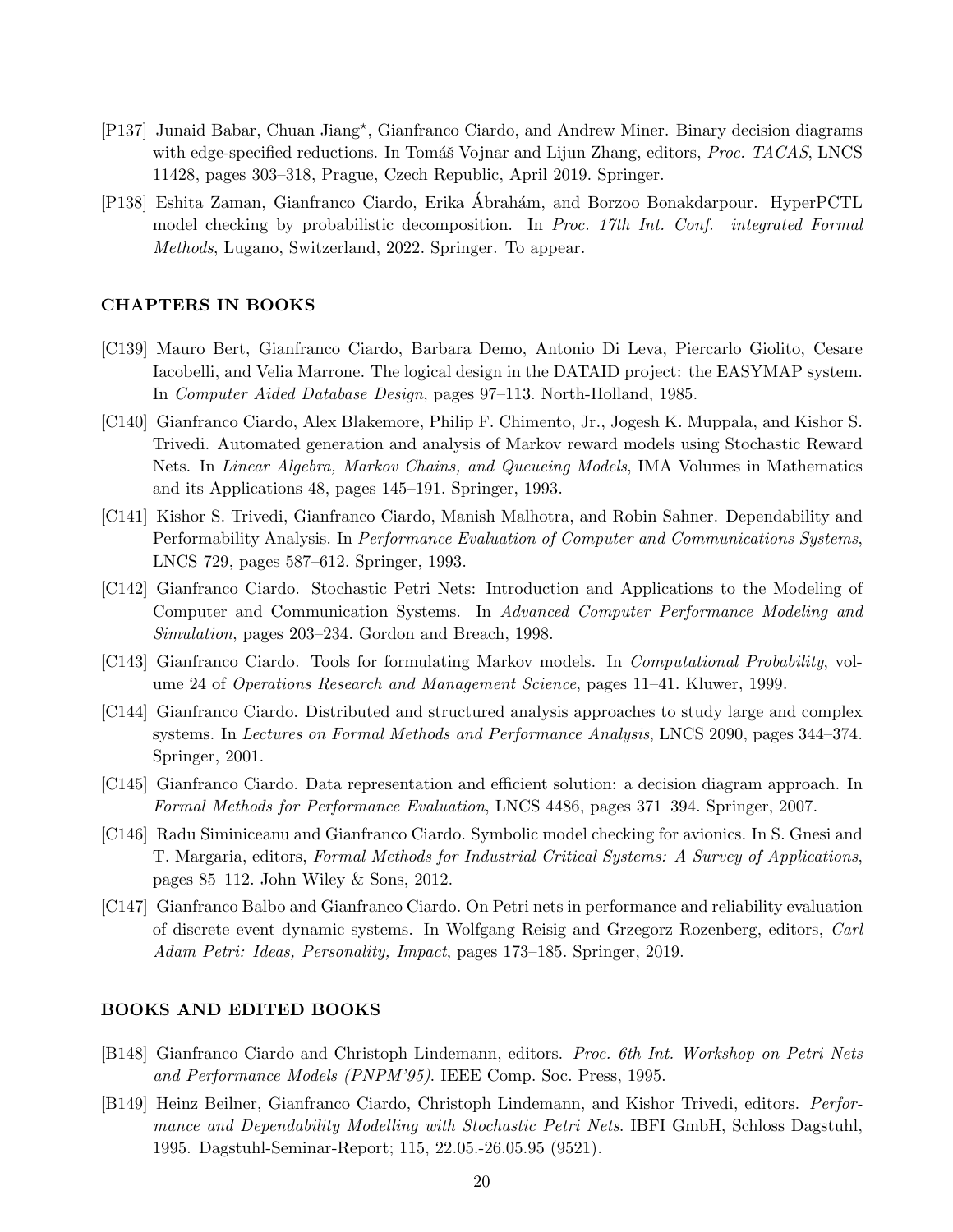- [P137] Junaid Babar, Chuan Jiang*, Gianfranco Ciardo, and Andrew Miner. Binary decision diagrams with edge-specified reductions. In Tomáš Vojnar and Lijun Zhang, editors, *Proc. TACAS*, LNCS 11428, pages 303–318, Prague, Czech Republic, April 2019. Springer.
- [P138] Eshita Zaman, Gianfranco Ciardo, Erika Ábrahám, and Borzoo Bonakdarpour. HyperPCTL model checking by probabilistic decomposition. In *Proc. 17th Int. Conf. integrated Formal Methods*, Lugano, Switzerland, 2022. Springer. To appear.

### CHAPTERS IN BOOKS

- [C139] Mauro Bert, Gianfranco Ciardo, Barbara Demo, Antonio Di Leva, Piercarlo Giolito, Cesare Iacobelli, and Velia Marrone. The logical design in the DATAID project: the EASYMAP system. In *Computer Aided Database Design*, pages 97–113. North-Holland, 1985.
- [C140] Gianfranco Ciardo, Alex Blakemore, Philip F. Chimento, Jr., Jogesh K. Muppala, and Kishor S. Trivedi. Automated generation and analysis of Markov reward models using Stochastic Reward Nets. In *Linear Algebra, Markov Chains, and Queueing Models*, IMA Volumes in Mathematics and its Applications 48, pages 145–191. Springer, 1993.
- [C141] Kishor S. Trivedi, Gianfranco Ciardo, Manish Malhotra, and Robin Sahner. Dependability and Performability Analysis. In *Performance Evaluation of Computer and Communications Systems*, LNCS 729, pages 587–612. Springer, 1993.
- [C142] Gianfranco Ciardo. Stochastic Petri Nets: Introduction and Applications to the Modeling of Computer and Communication Systems. In *Advanced Computer Performance Modeling and Simulation*, pages 203–234. Gordon and Breach, 1998.
- [C143] Gianfranco Ciardo. Tools for formulating Markov models. In *Computational Probability*, volume 24 of *Operations Research and Management Science*, pages 11–41. Kluwer, 1999.
- [C144] Gianfranco Ciardo. Distributed and structured analysis approaches to study large and complex systems. In *Lectures on Formal Methods and Performance Analysis*, LNCS 2090, pages 344–374. Springer, 2001.
- [C145] Gianfranco Ciardo. Data representation and efficient solution: a decision diagram approach. In *Formal Methods for Performance Evaluation*, LNCS 4486, pages 371–394. Springer, 2007.
- [C146] Radu Siminiceanu and Gianfranco Ciardo. Symbolic model checking for avionics. In S. Gnesi and T. Margaria, editors, *Formal Methods for Industrial Critical Systems: A Survey of Applications*, pages 85–112. John Wiley & Sons, 2012.
- [C147] Gianfranco Balbo and Gianfranco Ciardo. On Petri nets in performance and reliability evaluation of discrete event dynamic systems. In Wolfgang Reisig and Grzegorz Rozenberg, editors, *Carl Adam Petri: Ideas, Personality, Impact*, pages 173–185. Springer, 2019.

### BOOKS AND EDITED BOOKS

- [B148] Gianfranco Ciardo and Christoph Lindemann, editors. *Proc. 6th Int. Workshop on Petri Nets and Performance Models (PNPM'95)*. IEEE Comp. Soc. Press, 1995.
- [B149] Heinz Beilner, Gianfranco Ciardo, Christoph Lindemann, and Kishor Trivedi, editors. *Performance and Dependability Modelling with Stochastic Petri Nets*. IBFI GmbH, Schloss Dagstuhl, 1995. Dagstuhl-Seminar-Report; 115, 22.05.-26.05.95 (9521).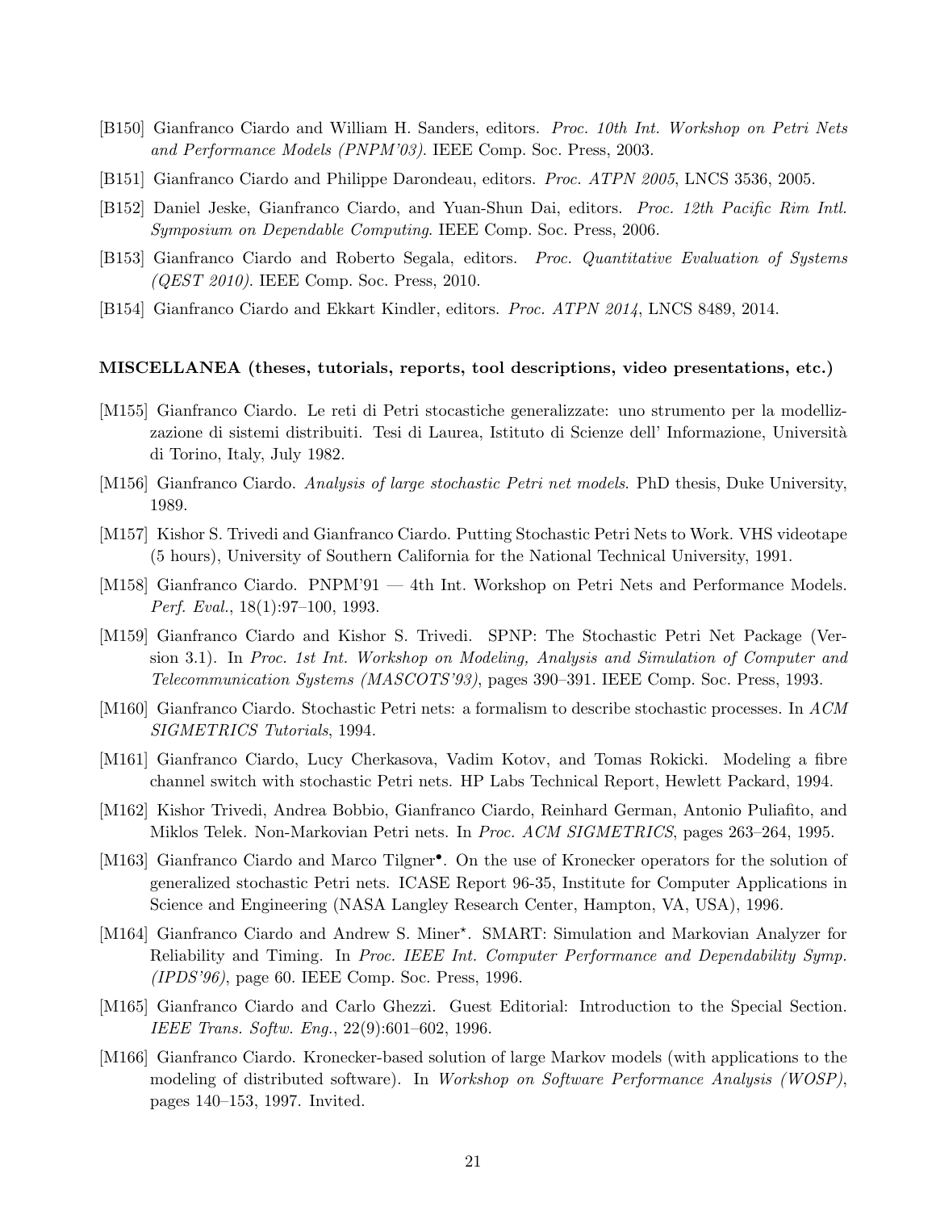[B150] Gianfranco Ciardo and William H. Sanders, editors. *Proc. 10th Int. Workshop on Petri Nets and Performance Models (PNPM'03)*. IEEE Comp. Soc. Press, 2003.

[B151] Gianfranco Ciardo and Philippe Darondeau, editors. *Proc. ATPN 2005*, LNCS 3536, 2005.

[B152] Daniel Jeske, Gianfranco Ciardo, and Yuan-Shun Dai, editors. *Proc. 12th Pacific Rim Intl. Symposium on Dependable Computing*. IEEE Comp. Soc. Press, 2006.

[B153] Gianfranco Ciardo and Roberto Segala, editors. *Proc. Quantitative Evaluation of Systems (QEST 2010)*. IEEE Comp. Soc. Press, 2010.

[B154] Gianfranco Ciardo and Ekkart Kindler, editors. *Proc. ATPN 2014*, LNCS 8489, 2014.

**MISCELLANEA (theses, tutorials, reports, tool descriptions, video presentations, etc.)**

[M155] Gianfranco Ciardo. Le reti di Petri stocastiche generalizzate: uno strumento per la modellizzazione di sistemi distribuiti. Tesi di Laurea, Istituto di Scienze dell' Informazione, Università di Torino, Italy, July 1982.

[M156] Gianfranco Ciardo. *Analysis of large stochastic Petri net models*. PhD thesis, Duke University, 1989.

[M157] Kishor S. Trivedi and Gianfranco Ciardo. Putting Stochastic Petri Nets to Work. VHS videotape (5 hours), University of Southern California for the National Technical University, 1991.

[M158] Gianfranco Ciardo. PNPM'91 — 4th Int. Workshop on Petri Nets and Performance Models. *Perf. Eval.*, 18(1):97–100, 1993.

[M159] Gianfranco Ciardo and Kishor S. Trivedi. SPNP: The Stochastic Petri Net Package (Version 3.1). In *Proc. 1st Int. Workshop on Modeling, Analysis and Simulation of Computer and Telecommunication Systems (MASCOTS'93)*, pages 390–391. IEEE Comp. Soc. Press, 1993.

[M160] Gianfranco Ciardo. Stochastic Petri nets: a formalism to describe stochastic processes. In *ACM SIGMETRICS Tutorials*, 1994.

[M161] Gianfranco Ciardo, Lucy Cherkasova, Vadim Kotov, and Tomas Rokicki. Modeling a fibre channel switch with stochastic Petri nets. HP Labs Technical Report, Hewlett Packard, 1994.

[M162] Kishor Trivedi, Andrea Bobbio, Gianfranco Ciardo, Reinhard German, Antonio Puliafito, and Miklos Telek. Non-Markovian Petri nets. In *Proc. ACM SIGMETRICS*, pages 263–264, 1995.

[M163] Gianfranco Ciardo and Marco Tilgner•. On the use of Kronecker operators for the solution of generalized stochastic Petri nets. ICASE Report 96-35, Institute for Computer Applications in Science and Engineering (NASA Langley Research Center, Hampton, VA, USA), 1996.

[M164] Gianfranco Ciardo and Andrew S. Miner⋆. SMART: Simulation and Markovian Analyzer for Reliability and Timing. In *Proc. IEEE Int. Computer Performance and Dependability Symp. (IPDS'96)*, page 60. IEEE Comp. Soc. Press, 1996.

[M165] Gianfranco Ciardo and Carlo Ghezzi. Guest Editorial: Introduction to the Special Section. *IEEE Trans. Softw. Eng.*, 22(9):601–602, 1996.

[M166] Gianfranco Ciardo. Kronecker-based solution of large Markov models (with applications to the modeling of distributed software). In *Workshop on Software Performance Analysis (WOSP)*, pages 140–153, 1997. Invited.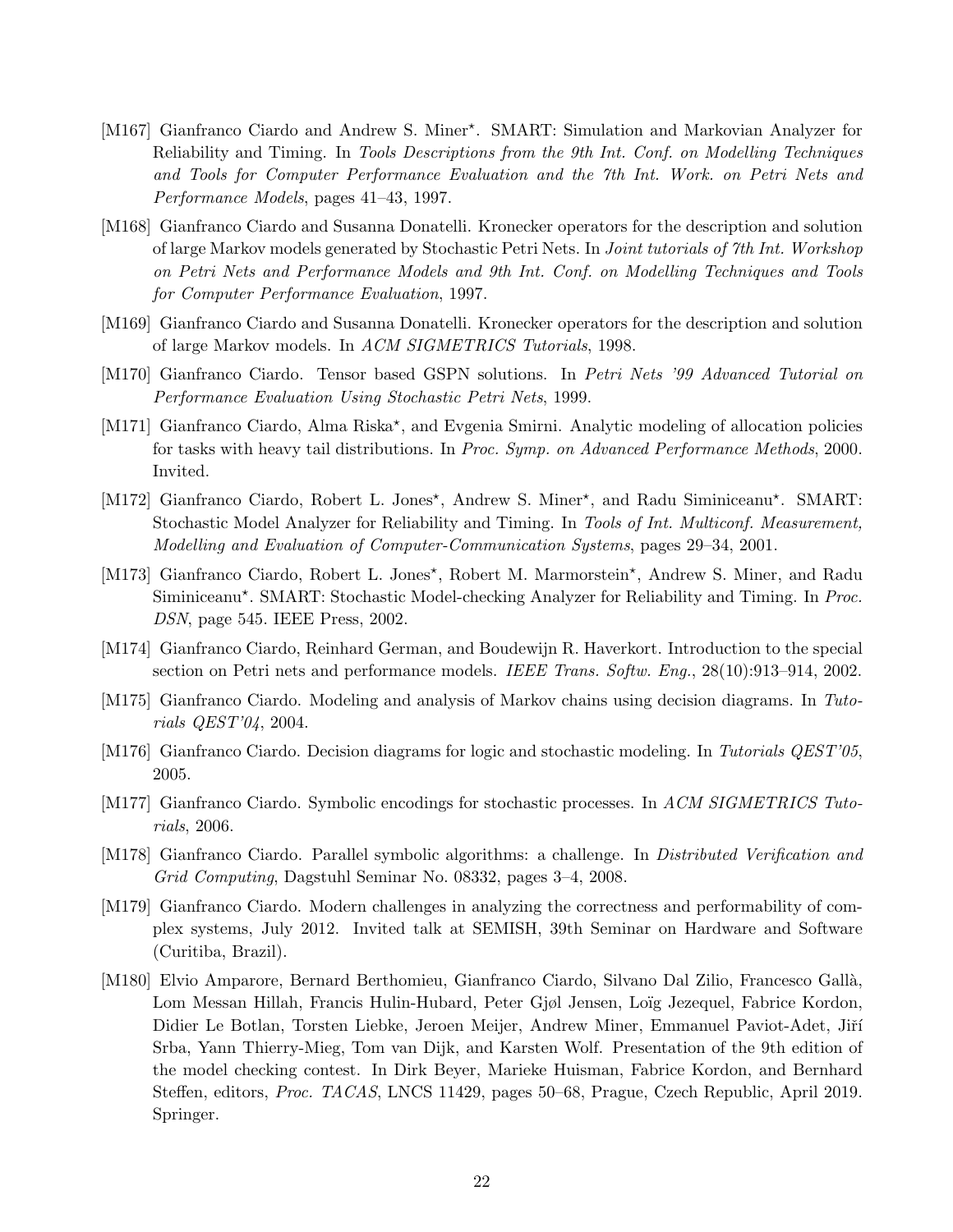[M167] Gianfranco Ciardo and Andrew S. Miner*. SMART: Simulation and Markovian Analyzer for Reliability and Timing. In *Tools Descriptions from the 9th Int. Conf. on Modelling Techniques and Tools for Computer Performance Evaluation and the 7th Int. Work. on Petri Nets and Performance Models*, pages 41–43, 1997.

[M168] Gianfranco Ciardo and Susanna Donatelli. Kronecker operators for the description and solution of large Markov models generated by Stochastic Petri Nets. In *Joint tutorials of 7th Int. Workshop on Petri Nets and Performance Models and 9th Int. Conf. on Modelling Techniques and Tools for Computer Performance Evaluation*, 1997.

[M169] Gianfranco Ciardo and Susanna Donatelli. Kronecker operators for the description and solution of large Markov models. In *ACM SIGMETRICS Tutorials*, 1998.

[M170] Gianfranco Ciardo. Tensor based GSPN solutions. In *Petri Nets '99 Advanced Tutorial on Performance Evaluation Using Stochastic Petri Nets*, 1999.

[M171] Gianfranco Ciardo, Alma Riska*, and Evgenia Smirni. Analytic modeling of allocation policies for tasks with heavy tail distributions. In *Proc. Symp. on Advanced Performance Methods*, 2000. Invited.

[M172] Gianfranco Ciardo, Robert L. Jones*, Andrew S. Miner*, and Radu Siminiceanu*. SMART: Stochastic Model Analyzer for Reliability and Timing. In *Tools of Int. Multiconf. Measurement, Modelling and Evaluation of Computer-Communication Systems*, pages 29–34, 2001.

[M173] Gianfranco Ciardo, Robert L. Jones*, Robert M. Marmorstein*, Andrew S. Miner, and Radu Siminiceanu*. SMART: Stochastic Model-checking Analyzer for Reliability and Timing. In *Proc. DSN*, page 545. IEEE Press, 2002.

[M174] Gianfranco Ciardo, Reinhard German, and Boudewijn R. Haverkort. Introduction to the special section on Petri nets and performance models. *IEEE Trans. Softw. Eng.*, 28(10):913–914, 2002.

[M175] Gianfranco Ciardo. Modeling and analysis of Markov chains using decision diagrams. In *Tutorials QEST'04*, 2004.

[M176] Gianfranco Ciardo. Decision diagrams for logic and stochastic modeling. In *Tutorials QEST'05*, 2005.

[M177] Gianfranco Ciardo. Symbolic encodings for stochastic processes. In *ACM SIGMETRICS Tutorials*, 2006.

[M178] Gianfranco Ciardo. Parallel symbolic algorithms: a challenge. In *Distributed Verification and Grid Computing*, Dagstuhl Seminar No. 08332, pages 3–4, 2008.

[M179] Gianfranco Ciardo. Modern challenges in analyzing the correctness and performability of complex systems, July 2012. Invited talk at SEMISH, 39th Seminar on Hardware and Software (Curitiba, Brazil).

[M180] Elvio Amparore, Bernard Berthomieu, Gianfranco Ciardo, Silvano Dal Zilio, Francesco Gallà, Lom Messan Hillah, Francis Hulin-Hubard, Peter Gjøl Jensen, Loïg Jezequel, Fabrice Kordon, Didier Le Botlan, Torsten Liebke, Jeroen Meijer, Andrew Miner, Emmanuel Paviot-Adet, Jiří Srba, Yann Thierry-Mieg, Tom van Dijk, and Karsten Wolf. Presentation of the 9th edition of the model checking contest. In Dirk Beyer, Marieke Huisman, Fabrice Kordon, and Bernhard Steffen, editors, *Proc. TACAS*, LNCS 11429, pages 50–68, Prague, Czech Republic, April 2019. Springer.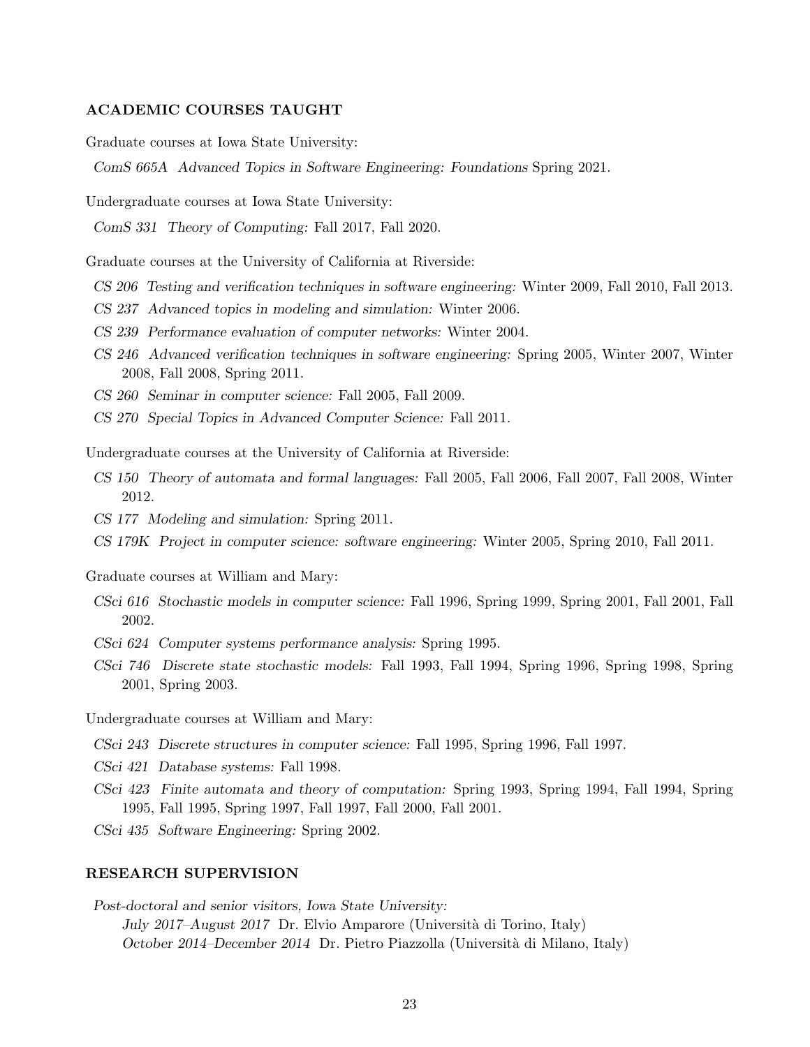## ACADEMIC COURSES TAUGHT

Graduate courses at Iowa State University:

- *ComS 665A Advanced Topics in Software Engineering: Foundations* Spring 2021.

Undergraduate courses at Iowa State University:

- *ComS 331 Theory of Computing:* Fall 2017, Fall 2020.

Graduate courses at the University of California at Riverside:

- *CS 206 Testing and verification techniques in software engineering:* Winter 2009, Fall 2010, Fall 2013.
- *CS 237 Advanced topics in modeling and simulation:* Winter 2006.
- *CS 239 Performance evaluation of computer networks:* Winter 2004.
- *CS 246 Advanced verification techniques in software engineering:* Spring 2005, Winter 2007, Winter 2008, Fall 2008, Spring 2011.
- *CS 260 Seminar in computer science:* Fall 2005, Fall 2009.
- *CS 270 Special Topics in Advanced Computer Science:* Fall 2011.

Undergraduate courses at the University of California at Riverside:

- *CS 150 Theory of automata and formal languages:* Fall 2005, Fall 2006, Fall 2007, Fall 2008, Winter 2012.
- *CS 177 Modeling and simulation:* Spring 2011.
- *CS 179K Project in computer science: software engineering:* Winter 2005, Spring 2010, Fall 2011.

Graduate courses at William and Mary:

- *CSci 616 Stochastic models in computer science:* Fall 1996, Spring 1999, Spring 2001, Fall 2001, Fall 2002.
- *CSci 624 Computer systems performance analysis:* Spring 1995.
- *CSci 746 Discrete state stochastic models:* Fall 1993, Fall 1994, Spring 1996, Spring 1998, Spring 2001, Spring 2003.

Undergraduate courses at William and Mary:

- *CSci 243 Discrete structures in computer science:* Fall 1995, Spring 1996, Fall 1997.
- *CSci 421 Database systems:* Fall 1998.
- *CSci 423 Finite automata and theory of computation:* Spring 1993, Spring 1994, Fall 1994, Spring 1995, Fall 1995, Spring 1997, Fall 1997, Fall 2000, Fall 2001.
- *CSci 435 Software Engineering:* Spring 2002.

## RESEARCH SUPERVISION

*Post-doctoral and senior visitors, Iowa State University:*

*July 2017–August 2017* Dr. Elvio Amparore (Università di Torino, Italy)
*October 2014–December 2014* Dr. Pietro Piazzolla (Università di Milano, Italy)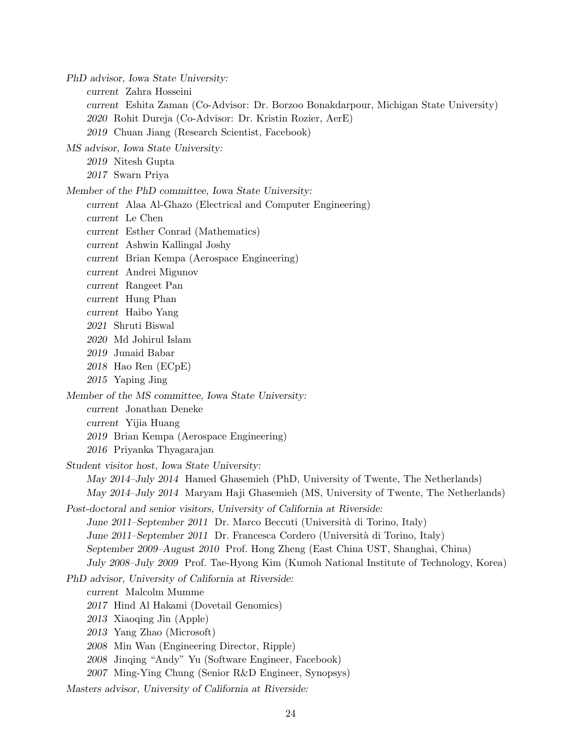*PhD advisor, Iowa State University:*

- *current* Zahra Hosseini
- *current* Eshita Zaman (Co-Advisor: Dr. Borzoo Bonakdarpour, Michigan State University)
- *2020* Rohit Dureja (Co-Advisor: Dr. Kristin Rozier, AerE)
- *2019* Chuan Jiang (Research Scientist, Facebook)

*MS advisor, Iowa State University:*

- *2019* Nitesh Gupta
- *2017* Swarn Priya

*Member of the PhD committee, Iowa State University:*

- *current* Alaa Al-Ghazo (Electrical and Computer Engineering)
- *current* Le Chen
- *current* Esther Conrad (Mathematics)
- *current* Ashwin Kallingal Joshy
- *current* Brian Kempa (Aerospace Engineering)
- *current* Andrei Migunov
- *current* Rangeet Pan
- *current* Hung Phan
- *current* Haibo Yang
- *2021* Shruti Biswal
- *2020* Md Johirul Islam
- *2019* Junaid Babar
- *2018* Hao Ren (ECpE)
- *2015* Yaping Jing

*Member of the MS committee, Iowa State University:*

- *current* Jonathan Deneke
- *current* Yijia Huang
- *2019* Brian Kempa (Aerospace Engineering)
- *2016* Priyanka Thyagarajan

*Student visitor host, Iowa State University:*

- *May 2014–July 2014* Hamed Ghasemieh (PhD, University of Twente, The Netherlands)
- *May 2014–July 2014* Maryam Haji Ghasemieh (MS, University of Twente, The Netherlands)

*Post-doctoral and senior visitors, University of California at Riverside:*

- *June 2011–September 2011* Dr. Marco Beccuti (Università di Torino, Italy)
- *June 2011–September 2011* Dr. Francesca Cordero (Università di Torino, Italy)
- *September 2009–August 2010* Prof. Hong Zheng (East China UST, Shanghai, China)
- *July 2008–July 2009* Prof. Tae-Hyong Kim (Kumoh National Institute of Technology, Korea)

*PhD advisor, University of California at Riverside:*

- *current* Malcolm Mumme
- *2017* Hind Al Hakami (Dovetail Genomics)
- *2013* Xiaoqing Jin (Apple)
- *2013* Yang Zhao (Microsoft)
- *2008* Min Wan (Engineering Director, Ripple)
- *2008* Jinqing "Andy" Yu (Software Engineer, Facebook)
- *2007* Ming-Ying Chung (Senior R&D Engineer, Synopsys)

*Masters advisor, University of California at Riverside:*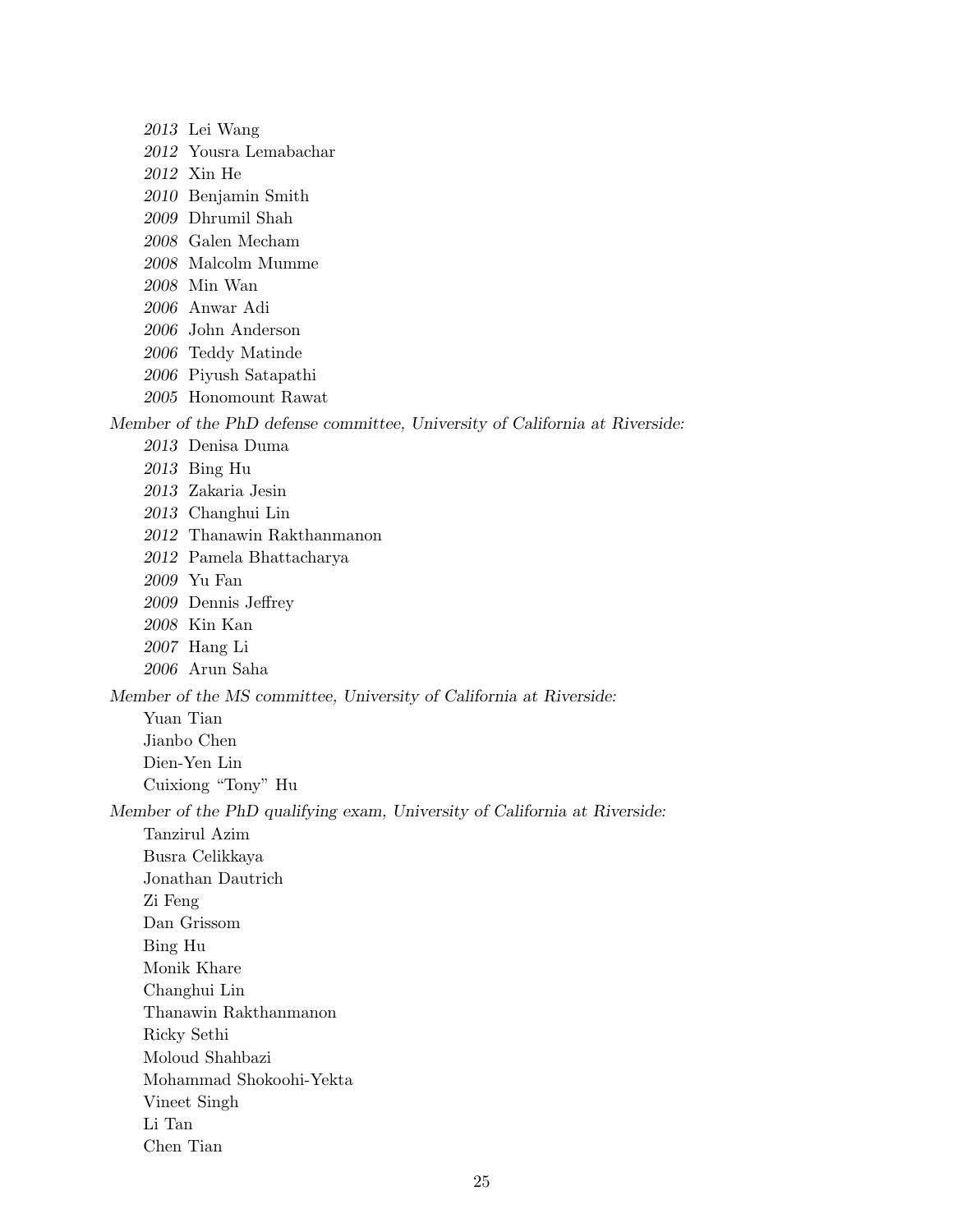*2013* Lei Wang
*2012* Yousra Lemabachar
*2012* Xin He
*2010* Benjamin Smith
*2009* Dhrumil Shah
*2008* Galen Mecham
*2008* Malcolm Mumme
*2008* Min Wan
*2006* Anwar Adi
*2006* John Anderson
*2006* Teddy Matinde
*2006* Piyush Satapathi
*2005* Honomount Rawat

*Member of the PhD defense committee, University of California at Riverside:*

*2013* Denisa Duma
*2013* Bing Hu
*2013* Zakaria Jesin
*2013* Changhui Lin
*2012* Thanawin Rakthanmanon
*2012* Pamela Bhattacharya
*2009* Yu Fan
*2009* Dennis Jeffrey
*2008* Kin Kan
*2007* Hang Li
*2006* Arun Saha

*Member of the MS committee, University of California at Riverside:*

Yuan Tian
Jianbo Chen
Dien-Yen Lin
Cuixiong "Tony" Hu

*Member of the PhD qualifying exam, University of California at Riverside:*

Tanzirul Azim
Busra Celikkaya
Jonathan Dautrich
Zi Feng
Dan Grissom
Bing Hu
Monik Khare
Changhui Lin
Thanawin Rakthanmanon
Ricky Sethi
Moloud Shahbazi
Mohammad Shokoohi-Yekta
Vineet Singh
Li Tan
Chen Tian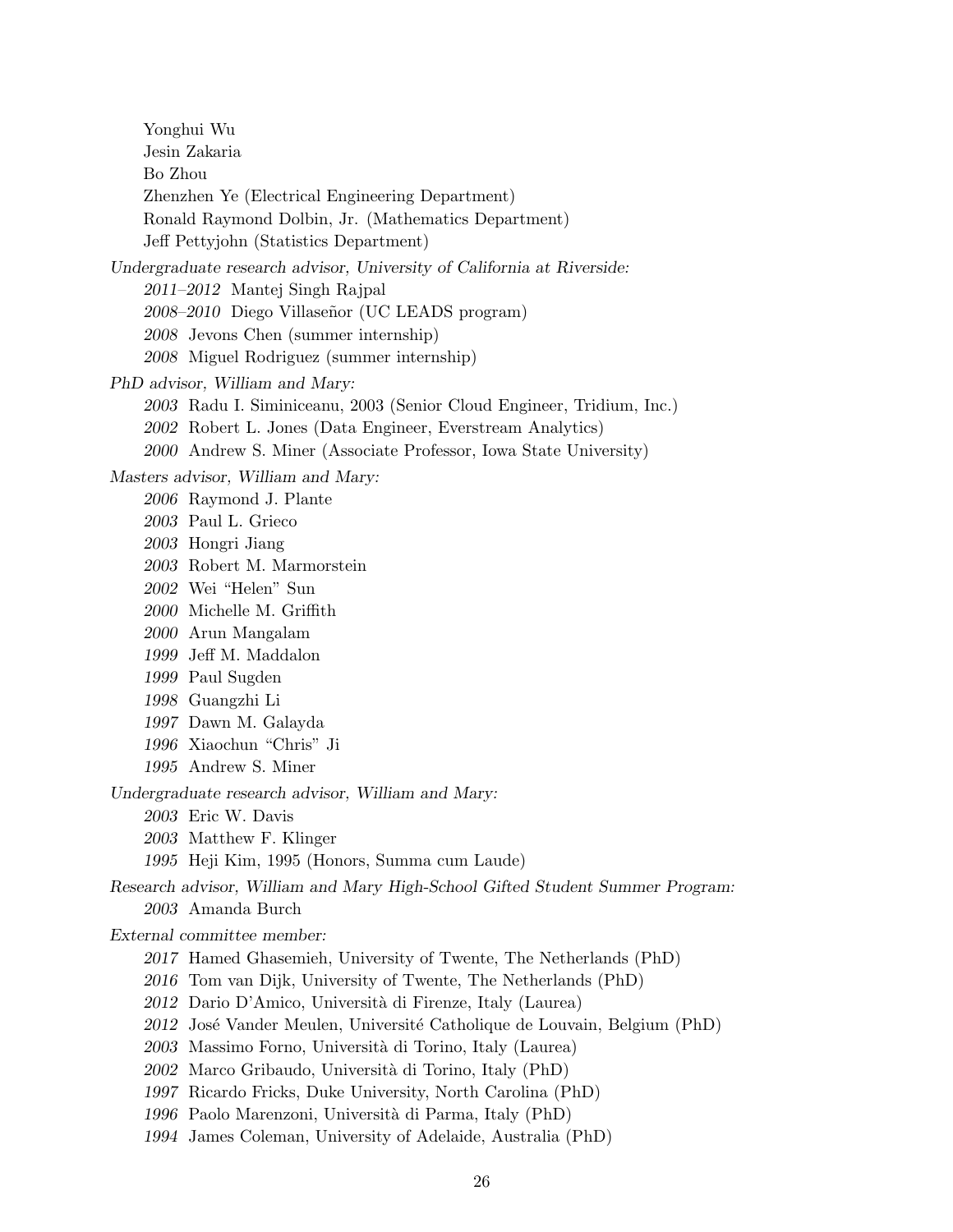Yonghui Wu
Jesin Zakaria
Bo Zhou
Zhenzhen Ye (Electrical Engineering Department)
Ronald Raymond Dolbin, Jr. (Mathematics Department)
Jeff Pettyjohn (Statistics Department)

*Undergraduate research advisor, University of California at Riverside:*

*2011–2012* Mantej Singh Rajpal
*2008–2010* Diego Villaseñor (UC LEADS program)
*2008* Jevons Chen (summer internship)
*2008* Miguel Rodriguez (summer internship)

*PhD advisor, William and Mary:*

*2003* Radu I. Siminiceanu, 2003 (Senior Cloud Engineer, Tridium, Inc.)
*2002* Robert L. Jones (Data Engineer, Everstream Analytics)
*2000* Andrew S. Miner (Associate Professor, Iowa State University)

*Masters advisor, William and Mary:*

*2006* Raymond J. Plante
*2003* Paul L. Grieco
*2003* Hongri Jiang
*2003* Robert M. Marmorstein
*2002* Wei "Helen" Sun
*2000* Michelle M. Griffith
*2000* Arun Mangalam
*1999* Jeff M. Maddalon
*1999* Paul Sugden
*1998* Guangzhi Li
*1997* Dawn M. Galayda
*1996* Xiaochun "Chris" Ji
*1995* Andrew S. Miner

*Undergraduate research advisor, William and Mary:*

*2003* Eric W. Davis
*2003* Matthew F. Klinger
*1995* Heji Kim, 1995 (Honors, Summa cum Laude)

*Research advisor, William and Mary High-School Gifted Student Summer Program:*

*2003* Amanda Burch

*External committee member:*

*2017* Hamed Ghasemieh, University of Twente, The Netherlands (PhD)
*2016* Tom van Dijk, University of Twente, The Netherlands (PhD)
*2012* Dario D'Amico, Università di Firenze, Italy (Laurea)
*2012* José Vander Meulen, Université Catholique de Louvain, Belgium (PhD)
*2003* Massimo Forno, Università di Torino, Italy (Laurea)
*2002* Marco Gribaudo, Università di Torino, Italy (PhD)
*1997* Ricardo Fricks, Duke University, North Carolina (PhD)
*1996* Paolo Marenzoni, Università di Parma, Italy (PhD)
*1994* James Coleman, University of Adelaide, Australia (PhD)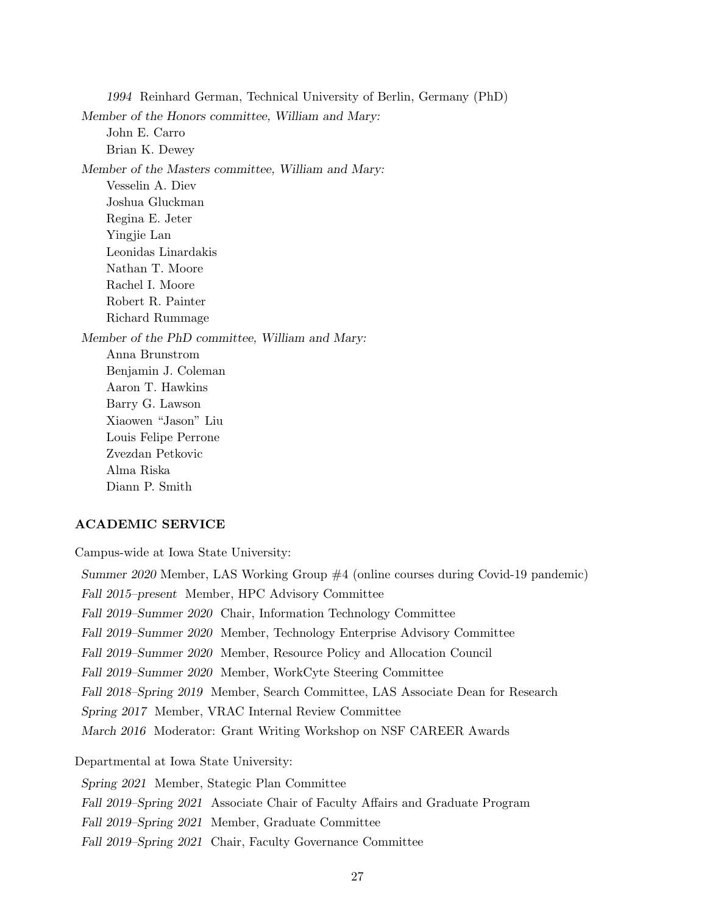*1994* Reinhard German, Technical University of Berlin, Germany (PhD)

*Member of the Honors committee, William and Mary:*

John E. Carro

Brian K. Dewey

*Member of the Masters committee, William and Mary:*

Vesselin A. Diev

Joshua Gluckman

Regina E. Jeter

Yingjie Lan

Leonidas Linardakis

Nathan T. Moore

Rachel I. Moore

Robert R. Painter

Richard Rummage

*Member of the PhD committee, William and Mary:*

Anna Brunstrom

Benjamin J. Coleman

Aaron T. Hawkins

Barry G. Lawson

Xiaowen "Jason" Liu

Louis Felipe Perrone

Zvezdan Petkovic

Alma Riska

Diann P. Smith

## ACADEMIC SERVICE

Campus-wide at Iowa State University:

*Summer 2020* Member, LAS Working Group #4 (online courses during Covid-19 pandemic)

*Fall 2015–present* Member, HPC Advisory Committee

*Fall 2019–Summer 2020* Chair, Information Technology Committee

*Fall 2019–Summer 2020* Member, Technology Enterprise Advisory Committee

*Fall 2019–Summer 2020* Member, Resource Policy and Allocation Council

*Fall 2019–Summer 2020* Member, WorkCyte Steering Committee

*Fall 2018–Spring 2019* Member, Search Committee, LAS Associate Dean for Research

*Spring 2017* Member, VRAC Internal Review Committee

*March 2016* Moderator: Grant Writing Workshop on NSF CAREER Awards

Departmental at Iowa State University:

*Spring 2021* Member, Stategic Plan Committee

*Fall 2019–Spring 2021* Associate Chair of Faculty Affairs and Graduate Program

*Fall 2019–Spring 2021* Member, Graduate Committee

*Fall 2019–Spring 2021* Chair, Faculty Governance Committee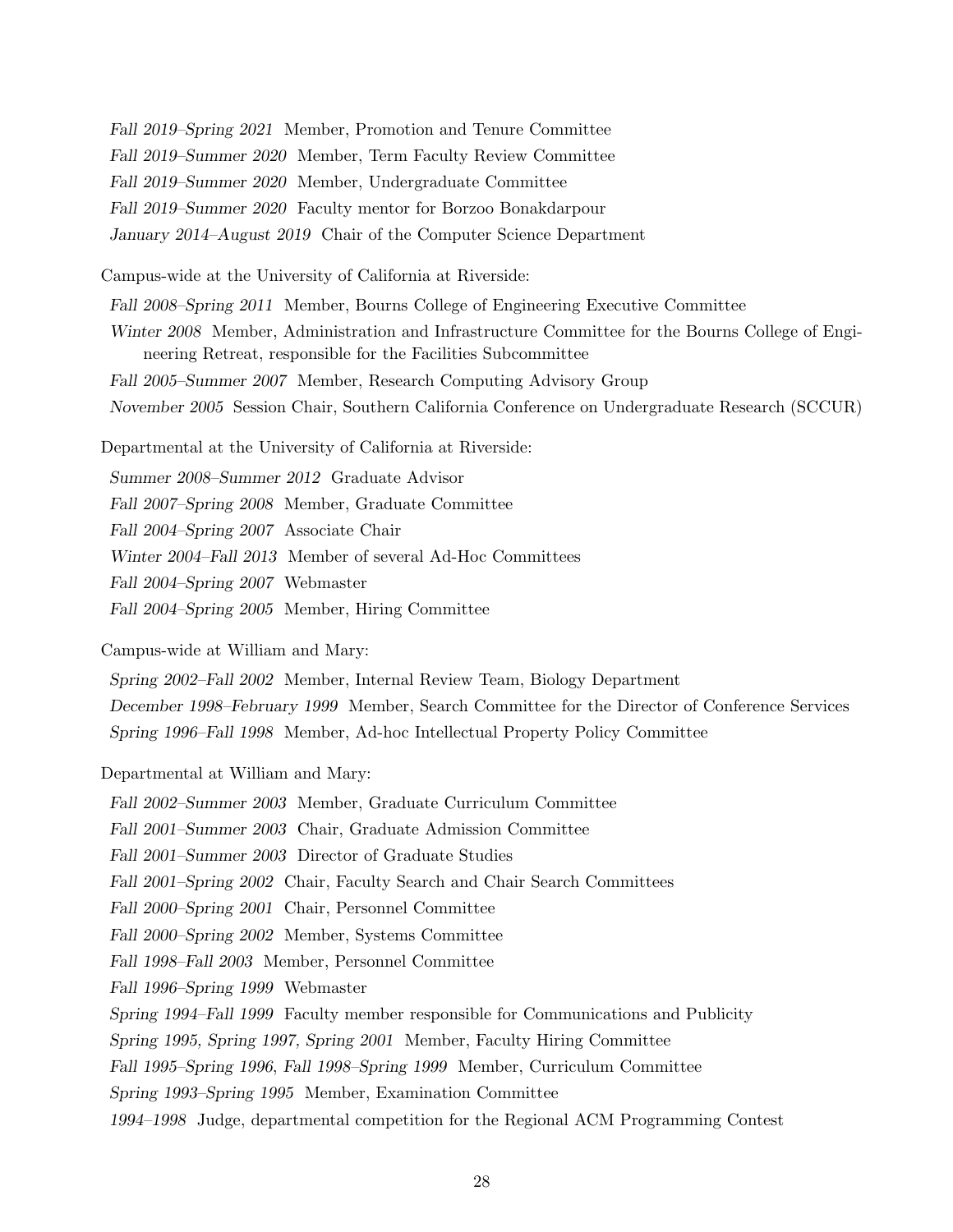*Fall 2019–Spring 2021* Member, Promotion and Tenure Committee

*Fall 2019–Summer 2020* Member, Term Faculty Review Committee

*Fall 2019–Summer 2020* Member, Undergraduate Committee

*Fall 2019–Summer 2020* Faculty mentor for Borzoo Bonakdarpour

*January 2014–August 2019* Chair of the Computer Science Department

Campus-wide at the University of California at Riverside:

*Fall 2008–Spring 2011* Member, Bourns College of Engineering Executive Committee

*Winter 2008* Member, Administration and Infrastructure Committee for the Bourns College of Engineering Retreat, responsible for the Facilities Subcommittee

*Fall 2005–Summer 2007* Member, Research Computing Advisory Group

*November 2005* Session Chair, Southern California Conference on Undergraduate Research (SCCUR)

Departmental at the University of California at Riverside:

*Summer 2008–Summer 2012* Graduate Advisor

*Fall 2007–Spring 2008* Member, Graduate Committee

*Fall 2004–Spring 2007* Associate Chair

*Winter 2004–Fall 2013* Member of several Ad-Hoc Committees

*Fall 2004–Spring 2007* Webmaster

*Fall 2004–Spring 2005* Member, Hiring Committee

Campus-wide at William and Mary:

*Spring 2002–Fall 2002* Member, Internal Review Team, Biology Department

*December 1998–February 1999* Member, Search Committee for the Director of Conference Services

*Spring 1996–Fall 1998* Member, Ad-hoc Intellectual Property Policy Committee

Departmental at William and Mary:

*Fall 2002–Summer 2003* Member, Graduate Curriculum Committee

*Fall 2001–Summer 2003* Chair, Graduate Admission Committee

*Fall 2001–Summer 2003* Director of Graduate Studies

*Fall 2001–Spring 2002* Chair, Faculty Search and Chair Search Committees

*Fall 2000–Spring 2001* Chair, Personnel Committee

*Fall 2000–Spring 2002* Member, Systems Committee

*Fall 1998–Fall 2003* Member, Personnel Committee

*Fall 1996–Spring 1999* Webmaster

*Spring 1994–Fall 1999* Faculty member responsible for Communications and Publicity

*Spring 1995, Spring 1997, Spring 2001* Member, Faculty Hiring Committee

*Fall 1995–Spring 1996, Fall 1998–Spring 1999* Member, Curriculum Committee

*Spring 1993–Spring 1995* Member, Examination Committee

*1994–1998* Judge, departmental competition for the Regional ACM Programming Contest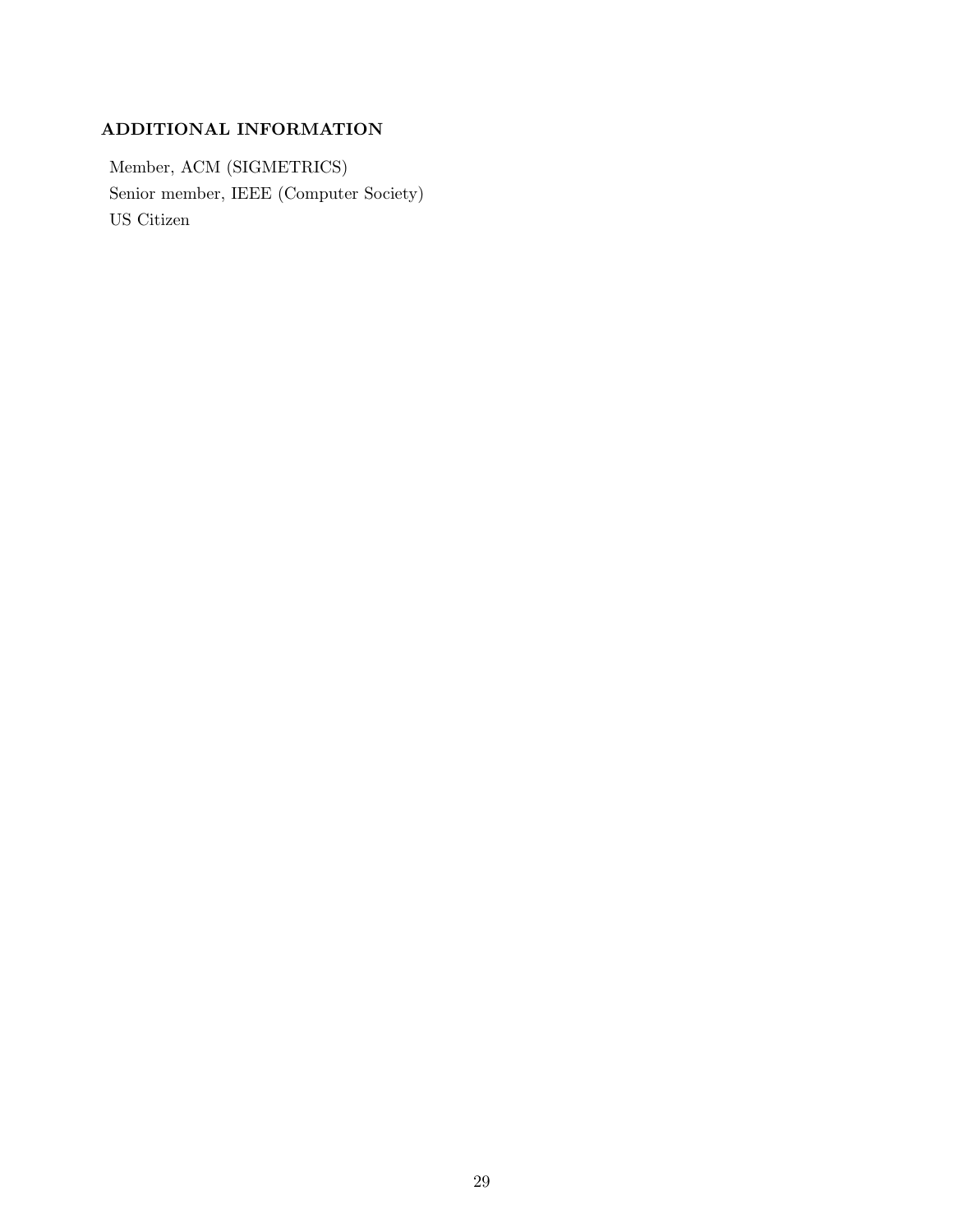## ADDITIONAL INFORMATION

Member, ACM (SIGMETRICS)
Senior member, IEEE (Computer Society)
US Citizen